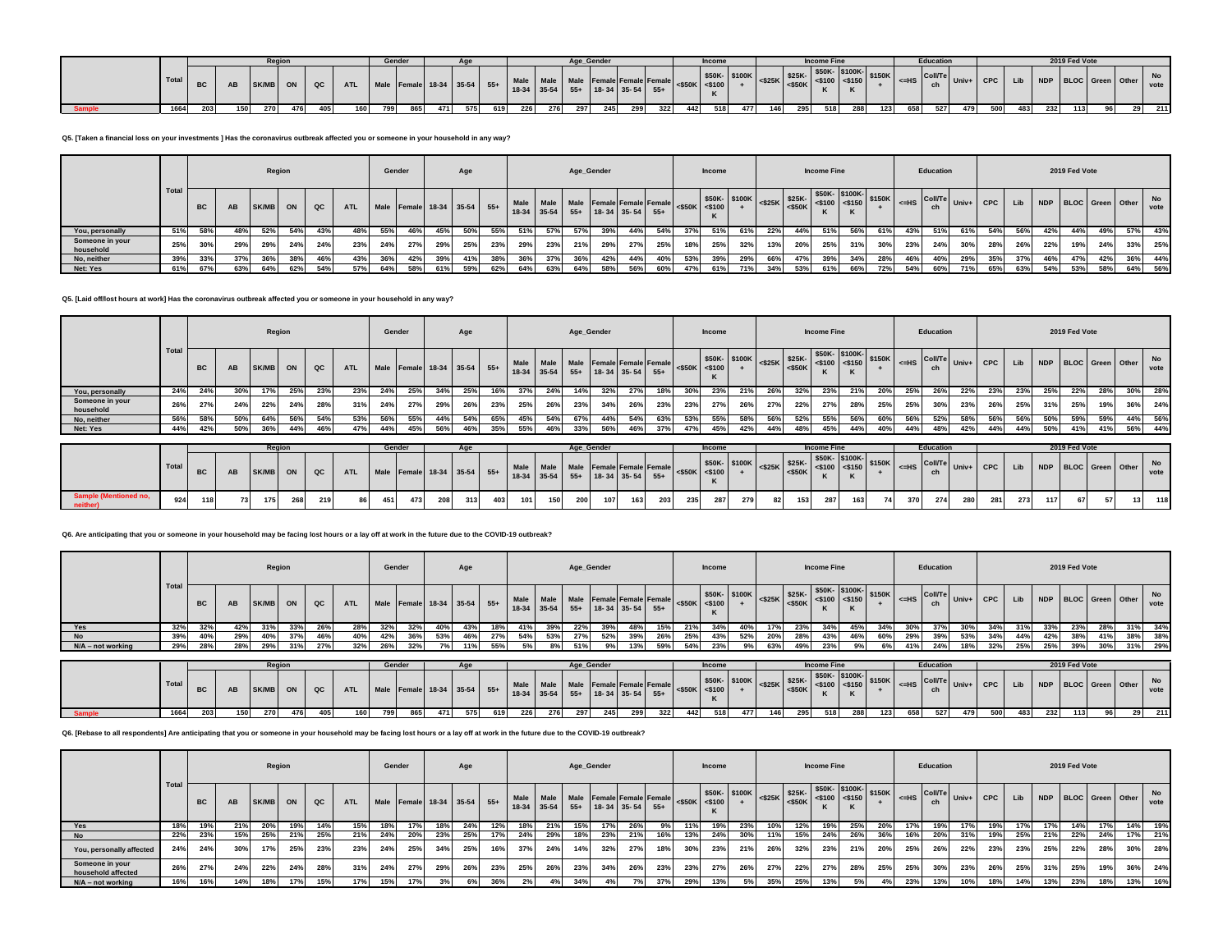| | Total | Region | | | | | | Gender | | Age | | | Age_Gender | | | | | | Income | | | Income Fine | | | | | Education | | | 2019 Fed Vote | | | | | | |
|---|---|---|---|---|---|---|---|---|---|---|---|---|---|---|---|---|---|---|---|---|---|---|---|---|---|---|---|---|---|---|---|---|---|---|---|---|
| | | BC | AB | SK/MB | ON | QC | ATL | Male | Female | 18-34 | 35-54 | 55+ | Male 18-34 | Male 35-54 | Male 55+ | Female 18- 34 | Female 35- 54 | Female 55+ | <$50K | $50K- <$100 K | $100K + | <$25K | $25K- <$50K | $50K- <$100 K | $100K- <$150 K | $150K + | <=HS | Coll/Tech | Univ+ | CPC | Lib | NDP | BLOC | Green | Other | No vote |
| Sample | 1664 | 203 | 150 | 270 | 476 | 405 | 160 | 799 | 865 | 471 | 575 | 619 | 226 | 276 | 297 | 245 | 299 | 322 | 442 | 518 | 477 | 146 | 295 | 518 | 288 | 123 | 658 | 527 | 479 | 500 | 483 | 232 | 113 | 96 | 29 | 211 |

**Q5. [Taken a financial loss on your investments ] Has the coronavirus outbreak affected you or someone in your household in any way?**

| | Total | Region | | | | | | Gender | | Age | | | Age_Gender | | | | | | Income | | | Income Fine | | | | | Education | | | 2019 Fed Vote | | | | | | |
|---|---|---|---|---|---|---|---|---|---|---|---|---|---|---|---|---|---|---|---|---|---|---|---|---|---|---|---|---|---|---|---|---|---|---|---|---|
| | | BC | AB | SK/MB | ON | QC | ATL | Male | Female | 18-34 | 35-54 | 55+ | Male 18-34 | Male 35-54 | Male 55+ | Female 18- 34 | Female 35- 54 | Female 55+ | <$50K | $50K- <$100 K | $100K + | <$25K | $25K- <$50K | $50K- <$100 K | $100K- <$150 K | $150K + | <=HS | Coll/Tech | Univ+ | CPC | Lib | NDP | BLOC | Green | Other | No vote |
| You, personally | 51% | 58% | 48% | 52% | 54% | 43% | 48% | 55% | 46% | 45% | 50% | 55% | 51% | 57% | 57% | 39% | 44% | 54% | 37% | 51% | 61% | 22% | 44% | 51% | 56% | 61% | 43% | 51% | 61% | 54% | 56% | 42% | 44% | 49% | 57% | 43% |
| Someone in your household | 25% | 30% | 29% | 29% | 24% | 24% | 23% | 24% | 27% | 29% | 25% | 23% | 29% | 23% | 21% | 29% | 27% | 25% | 18% | 25% | 32% | 13% | 20% | 25% | 31% | 30% | 23% | 24% | 30% | 28% | 26% | 22% | 19% | 24% | 33% | 25% |
| No, neither | 39% | 33% | 37% | 36% | 38% | 46% | 43% | 36% | 42% | 39% | 41% | 38% | 36% | 37% | 36% | 42% | 44% | 40% | 53% | 39% | 29% | 66% | 47% | 39% | 34% | 28% | 46% | 40% | 29% | 35% | 37% | 46% | 47% | 42% | 36% | 44% |
| Net: Yes | 61% | 67% | 63% | 64% | 62% | 54% | 57% | 64% | 58% | 61% | 59% | 62% | 64% | 63% | 64% | 58% | 56% | 60% | 47% | 61% | 71% | 34% | 53% | 61% | 66% | 72% | 54% | 60% | 71% | 65% | 63% | 54% | 53% | 58% | 64% | 56% |

**Q5. [Laid off/lost hours at work] Has the coronavirus outbreak affected you or someone in your household in any way?**

| | Total | Region | | | | | | Gender | | Age | | | Age_Gender | | | | | | Income | | | Income Fine | | | | | Education | | | 2019 Fed Vote | | | | | | |
|---|---|---|---|---|---|---|---|---|---|---|---|---|---|---|---|---|---|---|---|---|---|---|---|---|---|---|---|---|---|---|---|---|---|---|---|---|
| | | BC | AB | SK/MB | ON | QC | ATL | Male | Female | 18-34 | 35-54 | 55+ | Male 18-34 | Male 35-54 | Male 55+ | Female 18- 34 | Female 35- 54 | Female 55+ | <$50K | $50K- <$100 K | $100K + | <$25K | $25K- <$50K | $50K- <$100 K | $100K- <$150 K | $150K + | <=HS | Coll/Tech | Univ+ | CPC | Lib | NDP | BLOC | Green | Other | No vote |
| You, personally | 24% | 24% | 30% | 17% | 25% | 23% | 23% | 24% | 25% | 34% | 25% | 16% | 37% | 24% | 14% | 32% | 27% | 18% | 30% | 23% | 21% | 26% | 32% | 23% | 21% | 20% | 25% | 26% | 22% | 23% | 23% | 25% | 22% | 28% | 30% | 28% |
| Someone in your household | 26% | 27% | 24% | 22% | 24% | 28% | 31% | 24% | 27% | 29% | 26% | 23% | 25% | 26% | 23% | 34% | 26% | 23% | 23% | 27% | 26% | 27% | 22% | 27% | 28% | 25% | 25% | 30% | 23% | 26% | 25% | 31% | 25% | 19% | 36% | 24% |
| No, neither | 56% | 58% | 50% | 64% | 56% | 54% | 53% | 56% | 55% | 44% | 54% | 65% | 45% | 54% | 67% | 44% | 54% | 63% | 53% | 55% | 58% | 56% | 52% | 55% | 56% | 60% | 56% | 52% | 58% | 56% | 56% | 50% | 59% | 59% | 44% | 56% |
| Net: Yes | 44% | 42% | 50% | 36% | 44% | 46% | 47% | 44% | 45% | 56% | 46% | 35% | 55% | 46% | 33% | 56% | 46% | 37% | 47% | 45% | 42% | 44% | 48% | 45% | 44% | 40% | 44% | 48% | 42% | 44% | 44% | 50% | 41% | 41% | 56% | 44% |

| | Total | Region | | | | | | Gender | | Age | | | Age_Gender | | | | | | Income | | | Income Fine | | | | | Education | | | 2019 Fed Vote | | | | | | |
|---|---|---|---|---|---|---|---|---|---|---|---|---|---|---|---|---|---|---|---|---|---|---|---|---|---|---|---|---|---|---|---|---|---|---|---|---|
| | | BC | AB | SK/MB | ON | QC | ATL | Male | Female | 18-34 | 35-54 | 55+ | Male 18-34 | Male 35-54 | Male 55+ | Female 18- 34 | Female 35- 54 | Female 55+ | <$50K | $50K- <$100 K | $100K + | <$25K | $25K- <$50K | $50K- <$100 K | $100K- <$150 K | $150K + | <=HS | Coll/Tech | Univ+ | CPC | Lib | NDP | BLOC | Green | Other | No vote |
| Sample (Mentioned no, neither) | 924 | 118 | 73 | 175 | 268 | 219 | 86 | 451 | 473 | 208 | 313 | 403 | 101 | 150 | 200 | 107 | 163 | 203 | 235 | 287 | 279 | 82 | 153 | 287 | 163 | 74 | 370 | 274 | 280 | 281 | 273 | 117 | 67 | 57 | 13 | 118 |

**Q6. Are anticipating that you or someone in your household may be facing lost hours or a lay off at work in the future due to the COVID-19 outbreak?**

| | Total | Region | | | | | | Gender | | Age | | | Age_Gender | | | | | | Income | | | Income Fine | | | | | Education | | | 2019 Fed Vote | | | | | | |
|---|---|---|---|---|---|---|---|---|---|---|---|---|---|---|---|---|---|---|---|---|---|---|---|---|---|---|---|---|---|---|---|---|---|---|---|---|
| | | BC | AB | SK/MB | ON | QC | ATL | Male | Female | 18-34 | 35-54 | 55+ | Male 18-34 | Male 35-54 | Male 55+ | Female 18- 34 | Female 35- 54 | Female 55+ | <$50K | $50K- <$100 K | $100K + | <$25K | $25K- <$50K | $50K- <$100 K | $100K- <$150 K | $150K + | <=HS | Coll/Tech | Univ+ | CPC | Lib | NDP | BLOC | Green | Other | No vote |
| Yes | 32% | 32% | 42% | 31% | 33% | 26% | 28% | 32% | 32% | 40% | 43% | 18% | 41% | 39% | 22% | 39% | 48% | 15% | 21% | 34% | 40% | 17% | 23% | 34% | 45% | 34% | 30% | 37% | 30% | 34% | 31% | 33% | 23% | 28% | 31% | 34% |
| No | 39% | 40% | 29% | 40% | 37% | 46% | 40% | 42% | 36% | 53% | 46% | 27% | 54% | 53% | 27% | 52% | 39% | 26% | 25% | 43% | 52% | 20% | 28% | 43% | 46% | 60% | 29% | 39% | 53% | 34% | 44% | 42% | 38% | 41% | 38% | 38% |
| N/A – not working | 29% | 28% | 28% | 29% | 31% | 27% | 32% | 26% | 32% | 7% | 11% | 55% | 5% | 8% | 51% | 9% | 13% | 59% | 54% | 23% | 9% | 63% | 49% | 23% | 9% | 6% | 41% | 24% | 18% | 32% | 25% | 25% | 39% | 30% | 31% | 29% |

| | Total | Region | | | | | | Gender | | Age | | | Age_Gender | | | | | | Income | | | Income Fine | | | | | Education | | | 2019 Fed Vote | | | | | | |
|---|---|---|---|---|---|---|---|---|---|---|---|---|---|---|---|---|---|---|---|---|---|---|---|---|---|---|---|---|---|---|---|---|---|---|---|---|
| | | BC | AB | SK/MB | ON | QC | ATL | Male | Female | 18-34 | 35-54 | 55+ | Male 18-34 | Male 35-54 | Male 55+ | Female 18- 34 | Female 35- 54 | Female 55+ | <$50K | $50K- <$100 K | $100K + | <$25K | $25K- <$50K | $50K- <$100 K | $100K- <$150 K | $150K + | <=HS | Coll/Tech | Univ+ | CPC | Lib | NDP | BLOC | Green | Other | No vote |
| Sample | 1664 | 203 | 150 | 270 | 476 | 405 | 160 | 799 | 865 | 471 | 575 | 619 | 226 | 276 | 297 | 245 | 299 | 322 | 442 | 518 | 477 | 146 | 295 | 518 | 288 | 123 | 658 | 527 | 479 | 500 | 483 | 232 | 113 | 96 | 29 | 211 |

**Q6. [Rebase to all respondents] Are anticipating that you or someone in your household may be facing lost hours or a lay off at work in the future due to the COVID-19 outbreak?**

| | Total | Region | | | | | | Gender | | Age | | | Age_Gender | | | | | | Income | | | Income Fine | | | | | Education | | | 2019 Fed Vote | | | | | | |
|---|---|---|---|---|---|---|---|---|---|---|---|---|---|---|---|---|---|---|---|---|---|---|---|---|---|---|---|---|---|---|---|---|---|---|---|---|
| | | BC | AB | SK/MB | ON | QC | ATL | Male | Female | 18-34 | 35-54 | 55+ | Male 18-34 | Male 35-54 | Male 55+ | Female 18- 34 | Female 35- 54 | Female 55+ | <$50K | $50K- <$100 K | $100K + | <$25K | $25K- <$50K | $50K- <$100 K | $100K- <$150 K | $150K + | <=HS | Coll/Tech | Univ+ | CPC | Lib | NDP | BLOC | Green | Other | No vote |
| Yes | 18% | 19% | 21% | 20% | 19% | 14% | 15% | 18% | 17% | 18% | 24% | 12% | 18% | 21% | 15% | 17% | 26% | 9% | 11% | 19% | 23% | 10% | 12% | 19% | 25% | 20% | 17% | 19% | 17% | 19% | 17% | 17% | 14% | 17% | 14% | 19% |
| No | 22% | 23% | 15% | 25% | 21% | 25% | 21% | 24% | 20% | 23% | 25% | 17% | 24% | 29% | 18% | 23% | 21% | 16% | 13% | 24% | 30% | 11% | 15% | 24% | 26% | 36% | 16% | 20% | 31% | 19% | 25% | 21% | 22% | 24% | 17% | 21% |
| You, personally affected | 24% | 24% | 30% | 17% | 25% | 23% | 23% | 24% | 25% | 34% | 25% | 16% | 37% | 24% | 14% | 32% | 27% | 18% | 30% | 23% | 21% | 26% | 32% | 23% | 21% | 20% | 25% | 26% | 22% | 23% | 23% | 25% | 22% | 28% | 30% | 28% |
| Someone in your household affected | 26% | 27% | 24% | 22% | 24% | 28% | 31% | 24% | 27% | 29% | 26% | 23% | 25% | 26% | 23% | 34% | 26% | 23% | 23% | 27% | 26% | 27% | 22% | 27% | 28% | 25% | 25% | 30% | 23% | 26% | 25% | 31% | 25% | 19% | 36% | 24% |
| N/A – not working | 16% | 16% | 14% | 18% | 17% | 15% | 17% | 15% | 17% | 3% | 6% | 36% | 2% | 4% | 34% | 4% | 7% | 37% | 29% | 13% | 5% | 35% | 25% | 13% | 5% | 4% | 23% | 13% | 10% | 18% | 14% | 13% | 23% | 18% | 13% | 16% |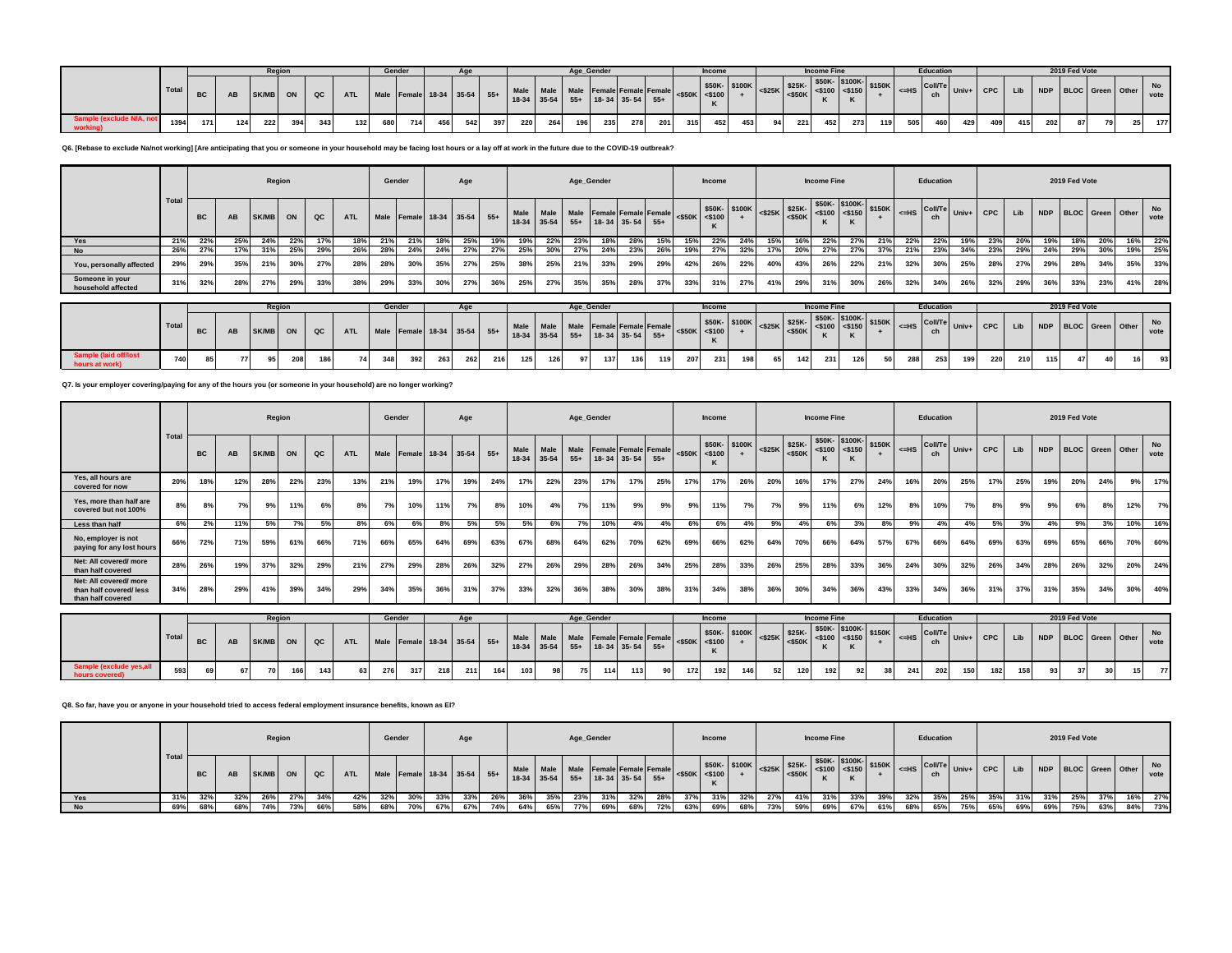| | Total | Region | | | | | | Gender | | Age | | | Age_Gender | | | | | | Income | | | Income Fine | | | | | | Education | | | 2019 Fed Vote | | | | | | |
|---|---|---|---|---|---|---|---|---|---|---|---|---|---|---|---|---|---|---|---|---|---|---|---|---|---|---|---|---|---|---|---|---|---|---|---|---|---|
| | | BC | AB | SK/MB | ON | QC | ATL | Male | Female | 18-34 | 35-54 | 55+ | Male 18-34 | Male 35-54 | Male 55+ | Female 18- 34 | Female 35- 54 | Female 55+ | <$50K | $50K- <$100 K | $100K + | <$25K | $25K- <$50K | $50K- <$100 K | $100K- <$150 K | $150K + | <=HS | Coll/Tech | Univ+ | CPC | Lib | NDP | BLOC | Green | Other | No vote |
| Sample (exclude N/A, not working) | 1394 | 171 | 124 | 222 | 394 | 343 | 132 | 680 | 714 | 456 | 542 | 397 | 220 | 264 | 196 | 235 | 278 | 201 | 315 | 452 | 453 | 94 | 221 | 452 | 273 | 119 | 505 | 460 | 429 | 409 | 415 | 202 | 87 | 79 | 25 | 177 |

**Q6. [Rebase to exclude Na/not working] [Are anticipating that you or someone in your household may be facing lost hours or a lay off at work in the future due to the COVID-19 outbreak?**

| | Total | Region | | | | | | Gender | | Age | | | Age_Gender | | | | | | Income | | | Income Fine | | | | | | Education | | | 2019 Fed Vote | | | | | | |
|---|---|---|---|---|---|---|---|---|---|---|---|---|---|---|---|---|---|---|---|---|---|---|---|---|---|---|---|---|---|---|---|---|---|---|---|---|---|
| | | BC | AB | SK/MB | ON | QC | ATL | Male | Female | 18-34 | 35-54 | 55+ | Male 18-34 | Male 35-54 | Male 55+ | Female 18- 34 | Female 35- 54 | Female 55+ | <$50K | $50K- <$100 K | $100K + | <$25K | $25K- <$50K | $50K- <$100 K | $100K- <$150 K | $150K + | <=HS | Coll/Tech | Univ+ | CPC | Lib | NDP | BLOC | Green | Other | No vote |
| Yes | 21% | 22% | 25% | 24% | 22% | 17% | 18% | 21% | 21% | 18% | 25% | 19% | 19% | 22% | 23% | 18% | 28% | 15% | 15% | 22% | 24% | 15% | 16% | 22% | 27% | 21% | 22% | 22% | 19% | 23% | 20% | 19% | 18% | 20% | 16% | 22% |
| No | 26% | 27% | 17% | 31% | 25% | 29% | 26% | 28% | 24% | 24% | 27% | 27% | 25% | 30% | 27% | 24% | 23% | 26% | 19% | 27% | 32% | 17% | 20% | 27% | 27% | 37% | 21% | 23% | 34% | 23% | 29% | 24% | 29% | 30% | 19% | 25% |
| You, personally affected | 29% | 29% | 35% | 21% | 30% | 27% | 28% | 28% | 30% | 35% | 27% | 25% | 38% | 25% | 21% | 33% | 29% | 29% | 42% | 26% | 22% | 40% | 43% | 26% | 22% | 21% | 32% | 30% | 25% | 28% | 27% | 29% | 28% | 34% | 35% | 33% |
| Someone in your household affected | 31% | 32% | 28% | 27% | 29% | 33% | 38% | 29% | 33% | 30% | 27% | 36% | 25% | 27% | 35% | 35% | 28% | 37% | 33% | 31% | 27% | 41% | 29% | 31% | 30% | 26% | 32% | 34% | 26% | 32% | 29% | 36% | 33% | 23% | 41% | 28% |

| | Total | Region | | | | | | Gender | | Age | | | Age_Gender | | | | | | Income | | | Income Fine | | | | | | Education | | | 2019 Fed Vote | | | | | | |
|---|---|---|---|---|---|---|---|---|---|---|---|---|---|---|---|---|---|---|---|---|---|---|---|---|---|---|---|---|---|---|---|---|---|---|---|---|---|
| | | BC | AB | SK/MB | ON | QC | ATL | Male | Female | 18-34 | 35-54 | 55+ | Male 18-34 | Male 35-54 | Male 55+ | Female 18- 34 | Female 35- 54 | Female 55+ | <$50K | $50K- <$100 K | $100K + | <$25K | $25K- <$50K | $50K- <$100 K | $100K- <$150 K | $150K + | <=HS | Coll/Tech | Univ+ | CPC | Lib | NDP | BLOC | Green | Other | No vote |
| Sample (laid off/lost hours at work) | 740 | 85 | 77 | 95 | 208 | 186 | 74 | 348 | 392 | 263 | 262 | 216 | 125 | 126 | 97 | 137 | 136 | 119 | 207 | 231 | 198 | 65 | 142 | 231 | 126 | 50 | 288 | 253 | 199 | 220 | 210 | 115 | 47 | 40 | 16 | 93 |

**Q7. Is your employer covering/paying for any of the hours you (or someone in your household) are no longer working?**

| | Total | Region | | | | | | Gender | | Age | | | Age_Gender | | | | | | Income | | | Income Fine | | | | | | Education | | | 2019 Fed Vote | | | | | | |
|---|---|---|---|---|---|---|---|---|---|---|---|---|---|---|---|---|---|---|---|---|---|---|---|---|---|---|---|---|---|---|---|---|---|---|---|---|---|
| | | BC | AB | SK/MB | ON | QC | ATL | Male | Female | 18-34 | 35-54 | 55+ | Male 18-34 | Male 35-54 | Male 55+ | Female 18- 34 | Female 35- 54 | Female 55+ | <$50K | $50K- <$100 K | $100K + | <$25K | $25K- <$50K | $50K- <$100 K | $100K- <$150 K | $150K + | <=HS | Coll/Tech | Univ+ | CPC | Lib | NDP | BLOC | Green | Other | No vote |
| Yes, all hours are covered for now | 20% | 18% | 12% | 28% | 22% | 23% | 13% | 21% | 19% | 17% | 19% | 24% | 17% | 22% | 23% | 17% | 17% | 25% | 17% | 17% | 26% | 20% | 16% | 17% | 27% | 24% | 16% | 20% | 25% | 17% | 25% | 19% | 20% | 24% | 9% | 17% |
| Yes, more than half are covered but not 100% | 8% | 8% | 7% | 9% | 11% | 6% | 8% | 7% | 10% | 11% | 7% | 8% | 10% | 4% | 7% | 11% | 9% | 9% | 9% | 11% | 7% | 7% | 9% | 11% | 6% | 12% | 8% | 10% | 7% | 8% | 9% | 9% | 6% | 8% | 12% | 7% |
| Less than half | 6% | 2% | 11% | 5% | 7% | 5% | 8% | 6% | 6% | 8% | 5% | 5% | 5% | 6% | 7% | 10% | 4% | 4% | 6% | 6% | 4% | 9% | 4% | 6% | 3% | 8% | 9% | 4% | 4% | 5% | 3% | 4% | 9% | 3% | 10% | 16% |
| No, employer is not paying for any lost hours | 66% | 72% | 71% | 59% | 61% | 66% | 71% | 66% | 65% | 64% | 69% | 63% | 67% | 68% | 64% | 62% | 70% | 62% | 69% | 66% | 62% | 64% | 70% | 66% | 64% | 57% | 67% | 66% | 64% | 69% | 63% | 69% | 65% | 66% | 70% | 60% |
| Net: All covered/ more than half covered | 28% | 26% | 19% | 37% | 32% | 29% | 21% | 27% | 29% | 28% | 26% | 32% | 27% | 26% | 29% | 28% | 26% | 34% | 25% | 28% | 33% | 26% | 25% | 28% | 33% | 36% | 24% | 30% | 32% | 26% | 34% | 28% | 26% | 32% | 20% | 24% |
| Net: All covered/ more than half covered/ less than half covered | 34% | 28% | 29% | 41% | 39% | 34% | 29% | 34% | 35% | 36% | 31% | 37% | 33% | 32% | 36% | 38% | 30% | 38% | 31% | 34% | 38% | 36% | 30% | 34% | 36% | 43% | 33% | 34% | 36% | 31% | 37% | 31% | 35% | 34% | 30% | 40% |

| | Total | Region | | | | | | Gender | | Age | | | Age_Gender | | | | | | Income | | | Income Fine | | | | | | Education | | | 2019 Fed Vote | | | | | | |
|---|---|---|---|---|---|---|---|---|---|---|---|---|---|---|---|---|---|---|---|---|---|---|---|---|---|---|---|---|---|---|---|---|---|---|---|---|---|
| | | BC | AB | SK/MB | ON | QC | ATL | Male | Female | 18-34 | 35-54 | 55+ | Male 18-34 | Male 35-54 | Male 55+ | Female 18- 34 | Female 35- 54 | Female 55+ | <$50K | $50K- <$100 K | $100K + | <$25K | $25K- <$50K | $50K- <$100 K | $100K- <$150 K | $150K + | <=HS | Coll/Tech | Univ+ | CPC | Lib | NDP | BLOC | Green | Other | No vote |
| Sample (exclude yes,all hours covered) | 593 | 69 | 67 | 70 | 166 | 143 | 63 | 276 | 317 | 218 | 211 | 164 | 103 | 98 | 75 | 114 | 113 | 90 | 172 | 192 | 146 | 52 | 120 | 192 | 92 | 38 | 241 | 202 | 150 | 182 | 158 | 93 | 37 | 30 | 15 | 77 |

**Q8. So far, have you or anyone in your household tried to access federal employment insurance benefits, known as EI?**

| | Total | Region | | | | | | Gender | | Age | | | Age_Gender | | | | | | Income | | | Income Fine | | | | | | Education | | | 2019 Fed Vote | | | | | | |
|---|---|---|---|---|---|---|---|---|---|---|---|---|---|---|---|---|---|---|---|---|---|---|---|---|---|---|---|---|---|---|---|---|---|---|---|---|---|
| | | BC | AB | SK/MB | ON | QC | ATL | Male | Female | 18-34 | 35-54 | 55+ | Male 18-34 | Male 35-54 | Male 55+ | Female 18- 34 | Female 35- 54 | Female 55+ | <$50K | $50K- <$100 K | $100K + | <$25K | $25K- <$50K | $50K- <$100 K | $100K- <$150 K | $150K + | <=HS | Coll/Tech | Univ+ | CPC | Lib | NDP | BLOC | Green | Other | No vote |
| Yes | 31% | 32% | 32% | 26% | 27% | 34% | 42% | 32% | 30% | 33% | 33% | 26% | 36% | 35% | 23% | 31% | 32% | 28% | 37% | 31% | 32% | 27% | 41% | 31% | 33% | 39% | 32% | 35% | 25% | 35% | 31% | 31% | 25% | 37% | 16% | 27% |
| No | 69% | 68% | 68% | 74% | 73% | 66% | 58% | 68% | 70% | 67% | 67% | 74% | 64% | 65% | 77% | 69% | 68% | 72% | 63% | 69% | 68% | 73% | 59% | 69% | 67% | 61% | 68% | 65% | 75% | 65% | 69% | 69% | 75% | 63% | 84% | 73% |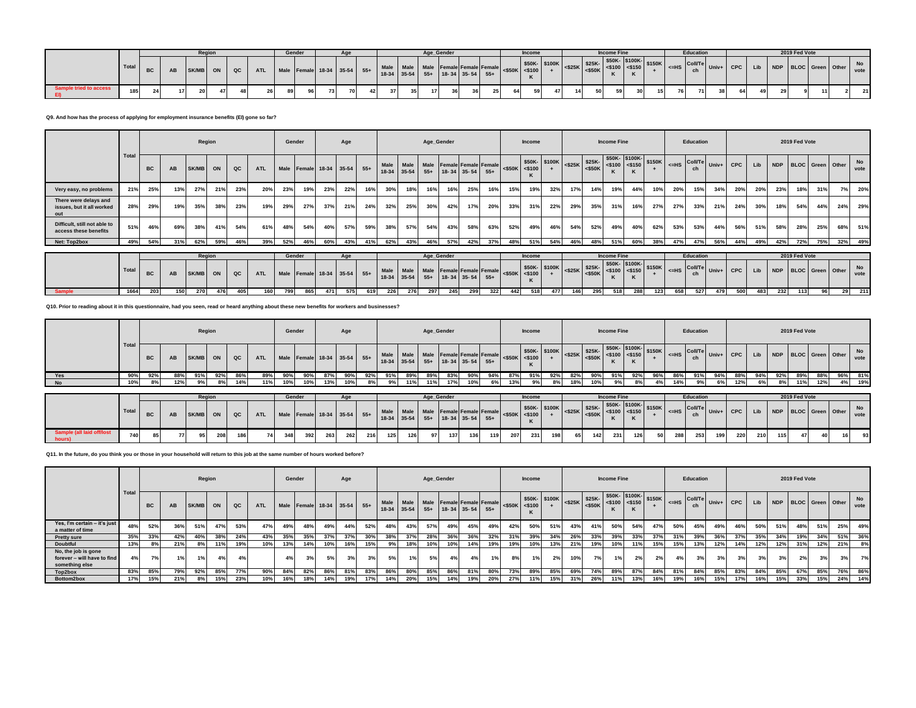| | Total | Region | | | | | | Gender | | Age | | | Age_Gender | | | | | | Income | | | Income Fine | | | | | Education | | | 2019 Fed Vote | | | | | | |
|---|---|---|---|---|---|---|---|---|---|---|---|---|---|---|---|---|---|---|---|---|---|---|---|---|---|---|---|---|---|---|---|---|---|---|---|---|
| | | BC | AB | SK/MB | ON | QC | ATL | Male | Female | 18-34 | 35-54 | 55+ | Male 18-34 | Male 35-54 | Male 55+ | Female 18- 34 | Female 35- 54 | Female 55+ | <$50K | $50K- <$100 K | $100K + | <$25K | $25K- <$50K | $50K- <$100 K | $100K- <$150 K | $150K + | <=HS | Coll/Tech | Univ+ | CPC | Lib | NDP | BLOC | Green | Other | No vote |
| Sample tried to access EI | 185 | 24 | 17 | 20 | 47 | 48 | 26 | 89 | 96 | 73 | 70 | 42 | 37 | 35 | 17 | 36 | 36 | 25 | 64 | 59 | 47 | 14 | 50 | 59 | 30 | 15 | 76 | 71 | 38 | 64 | 49 | 29 | 9 | 11 | 2 | 21 |

**Q9. And how has the process of applying for employment insurance benefits (EI) gone so far?**

| | Total | Region | | | | | | Gender | | Age | | | Age_Gender | | | | | | Income | | | Income Fine | | | | | Education | | | 2019 Fed Vote | | | | | | |
|---|---|---|---|---|---|---|---|---|---|---|---|---|---|---|---|---|---|---|---|---|---|---|---|---|---|---|---|---|---|---|---|---|---|---|---|---|
| | | BC | AB | SK/MB | ON | QC | ATL | Male | Female | 18-34 | 35-54 | 55+ | Male 18-34 | Male 35-54 | Male 55+ | Female 18- 34 | Female 35- 54 | Female 55+ | <$50K | $50K- <$100 K | $100K + | <$25K | $25K- <$50K | $50K- <$100 K | $100K- <$150 K | $150K + | <=HS | Coll/Tech | Univ+ | CPC | Lib | NDP | BLOC | Green | Other | No vote |
| Very easy, no problems | 21% | 25% | 13% | 27% | 21% | 23% | 20% | 23% | 19% | 23% | 22% | 16% | 30% | 18% | 16% | 16% | 25% | 16% | 15% | 19% | 32% | 17% | 14% | 19% | 44% | 10% | 20% | 15% | 34% | 20% | 20% | 23% | 18% | 31% | 7% | 20% |
| There were delays and issues, but it all worked out | 28% | 29% | 19% | 35% | 38% | 23% | 19% | 29% | 27% | 37% | 21% | 24% | 32% | 25% | 30% | 42% | 17% | 20% | 33% | 31% | 22% | 29% | 35% | 31% | 16% | 27% | 27% | 33% | 21% | 24% | 30% | 18% | 54% | 44% | 24% | 29% |
| Difficult, still not able to access these benefits | 51% | 46% | 69% | 38% | 41% | 54% | 61% | 48% | 54% | 40% | 57% | 59% | 38% | 57% | 54% | 43% | 58% | 63% | 52% | 49% | 46% | 54% | 52% | 49% | 40% | 62% | 53% | 53% | 44% | 56% | 51% | 58% | 28% | 25% | 68% | 51% |
| Net: Top2box | 49% | 54% | 31% | 62% | 59% | 46% | 39% | 52% | 46% | 60% | 43% | 41% | 62% | 43% | 46% | 57% | 42% | 37% | 48% | 51% | 54% | 46% | 48% | 51% | 60% | 38% | 47% | 47% | 56% | 44% | 49% | 42% | 72% | 75% | 32% | 49% |

| | Total | Region | | | | | | Gender | | Age | | | Age_Gender | | | | | | Income | | | Income Fine | | | | | Education | | | 2019 Fed Vote | | | | | | |
|---|---|---|---|---|---|---|---|---|---|---|---|---|---|---|---|---|---|---|---|---|---|---|---|---|---|---|---|---|---|---|---|---|---|---|---|---|
| | | BC | AB | SK/MB | ON | QC | ATL | Male | Female | 18-34 | 35-54 | 55+ | Male 18-34 | Male 35-54 | Male 55+ | Female 18- 34 | Female 35- 54 | Female 55+ | <$50K | $50K- <$100 K | $100K + | <$25K | $25K- <$50K | $50K- <$100 K | $100K- <$150 K | $150K + | <=HS | Coll/Tech | Univ+ | CPC | Lib | NDP | BLOC | Green | Other | No vote |
| Sample | 1664 | 203 | 150 | 270 | 476 | 405 | 160 | 799 | 865 | 471 | 575 | 619 | 226 | 276 | 297 | 245 | 299 | 322 | 442 | 518 | 477 | 146 | 295 | 518 | 288 | 123 | 658 | 527 | 479 | 500 | 483 | 232 | 113 | 96 | 29 | 211 |

**Q10. Prior to reading about it in this questionnaire, had you seen, read or heard anything about these new benefits for workers and businesses?**

| | Total | Region | | | | | | Gender | | Age | | | Age_Gender | | | | | | Income | | | Income Fine | | | | | Education | | | 2019 Fed Vote | | | | | | |
|---|---|---|---|---|---|---|---|---|---|---|---|---|---|---|---|---|---|---|---|---|---|---|---|---|---|---|---|---|---|---|---|---|---|---|---|---|
| | | BC | AB | SK/MB | ON | QC | ATL | Male | Female | 18-34 | 35-54 | 55+ | Male 18-34 | Male 35-54 | Male 55+ | Female 18- 34 | Female 35- 54 | Female 55+ | <$50K | $50K- <$100 K | $100K + | <$25K | $25K- <$50K | $50K- <$100 K | $100K- <$150 K | $150K + | <=HS | Coll/Tech | Univ+ | CPC | Lib | NDP | BLOC | Green | Other | No vote |
| Yes | 90% | 92% | 88% | 91% | 92% | 86% | 89% | 90% | 90% | 87% | 90% | 92% | 91% | 89% | 89% | 83% | 90% | 94% | 87% | 91% | 92% | 82% | 90% | 91% | 92% | 96% | 86% | 91% | 94% | 88% | 94% | 92% | 89% | 88% | 96% | 81% |
| No | 10% | 8% | 12% | 9% | 8% | 14% | 11% | 10% | 10% | 13% | 10% | 8% | 9% | 11% | 11% | 17% | 10% | 6% | 13% | 9% | 8% | 18% | 10% | 9% | 8% | 4% | 14% | 9% | 6% | 12% | 6% | 8% | 11% | 12% | 4% | 19% |

| | Total | Region | | | | | | Gender | | Age | | | Age_Gender | | | | | | Income | | | Income Fine | | | | | Education | | | 2019 Fed Vote | | | | | | |
|---|---|---|---|---|---|---|---|---|---|---|---|---|---|---|---|---|---|---|---|---|---|---|---|---|---|---|---|---|---|---|---|---|---|---|---|---|
| | | BC | AB | SK/MB | ON | QC | ATL | Male | Female | 18-34 | 35-54 | 55+ | Male 18-34 | Male 35-54 | Male 55+ | Female 18- 34 | Female 35- 54 | Female 55+ | <$50K | $50K- <$100 K | $100K + | <$25K | $25K- <$50K | $50K- <$100 K | $100K- <$150 K | $150K + | <=HS | Coll/Tech | Univ+ | CPC | Lib | NDP | BLOC | Green | Other | No vote |
| Sample (all laid off/lost hours) | 740 | 85 | 77 | 95 | 208 | 186 | 74 | 348 | 392 | 263 | 262 | 216 | 125 | 126 | 97 | 137 | 136 | 119 | 207 | 231 | 198 | 65 | 142 | 231 | 126 | 50 | 288 | 253 | 199 | 220 | 210 | 115 | 47 | 40 | 16 | 93 |

**Q11. In the future, do you think you or those in your household will return to this job at the same number of hours worked before?**

| | Total | Region | | | | | | Gender | | Age | | | Age_Gender | | | | | | Income | | | Income Fine | | | | | Education | | | 2019 Fed Vote | | | | | | |
|---|---|---|---|---|---|---|---|---|---|---|---|---|---|---|---|---|---|---|---|---|---|---|---|---|---|---|---|---|---|---|---|---|---|---|---|---|
| | | BC | AB | SK/MB | ON | QC | ATL | Male | Female | 18-34 | 35-54 | 55+ | Male 18-34 | Male 35-54 | Male 55+ | Female 18- 34 | Female 35- 54 | Female 55+ | <$50K | $50K- <$100 K | $100K + | <$25K | $25K- <$50K | $50K- <$100 K | $100K- <$150 K | $150K + | <=HS | Coll/Tech | Univ+ | CPC | Lib | NDP | BLOC | Green | Other | No vote |
| Yes, I'm certain – it's just a matter of time | 48% | 52% | 36% | 51% | 47% | 53% | 47% | 49% | 48% | 49% | 44% | 52% | 48% | 43% | 57% | 49% | 45% | 49% | 42% | 50% | 51% | 43% | 41% | 50% | 54% | 47% | 50% | 45% | 49% | 46% | 50% | 51% | 48% | 51% | 25% | 49% |
| Pretty sure | 35% | 33% | 42% | 40% | 38% | 24% | 43% | 35% | 35% | 37% | 37% | 30% | 38% | 37% | 28% | 36% | 36% | 32% | 31% | 39% | 34% | 26% | 33% | 39% | 33% | 37% | 31% | 39% | 36% | 37% | 35% | 34% | 19% | 34% | 51% | 36% |
| Doubtful | 13% | 8% | 21% | 8% | 11% | 19% | 10% | 13% | 14% | 10% | 16% | 15% | 9% | 18% | 10% | 10% | 14% | 19% | 19% | 10% | 13% | 21% | 19% | 10% | 11% | 15% | 15% | 13% | 12% | 14% | 12% | 12% | 31% | 12% | 21% | 8% |
| No, the job is gone forever – will have to find something else | 4% | 7% | 1% | 1% | 4% | 4% | | 4% | 3% | 5% | 3% | 3% | 5% | 1% | 5% | 4% | 4% | 1% | 8% | 1% | 2% | 10% | 7% | 1% | 2% | 2% | 4% | 3% | 3% | 3% | 3% | 3% | 2% | 3% | 3% | 7% |
| Top2box | 83% | 85% | 79% | 92% | 85% | 77% | 90% | 84% | 82% | 86% | 81% | 83% | 86% | 80% | 85% | 86% | 81% | 80% | 73% | 89% | 85% | 69% | 74% | 89% | 87% | 84% | 81% | 84% | 85% | 83% | 84% | 85% | 67% | 85% | 76% | 86% |
| Bottom2box | 17% | 15% | 21% | 8% | 15% | 23% | 10% | 16% | 18% | 14% | 19% | 17% | 14% | 20% | 15% | 14% | 19% | 20% | 27% | 11% | 15% | 31% | 26% | 11% | 13% | 16% | 19% | 16% | 15% | 17% | 16% | 15% | 33% | 15% | 24% | 14% |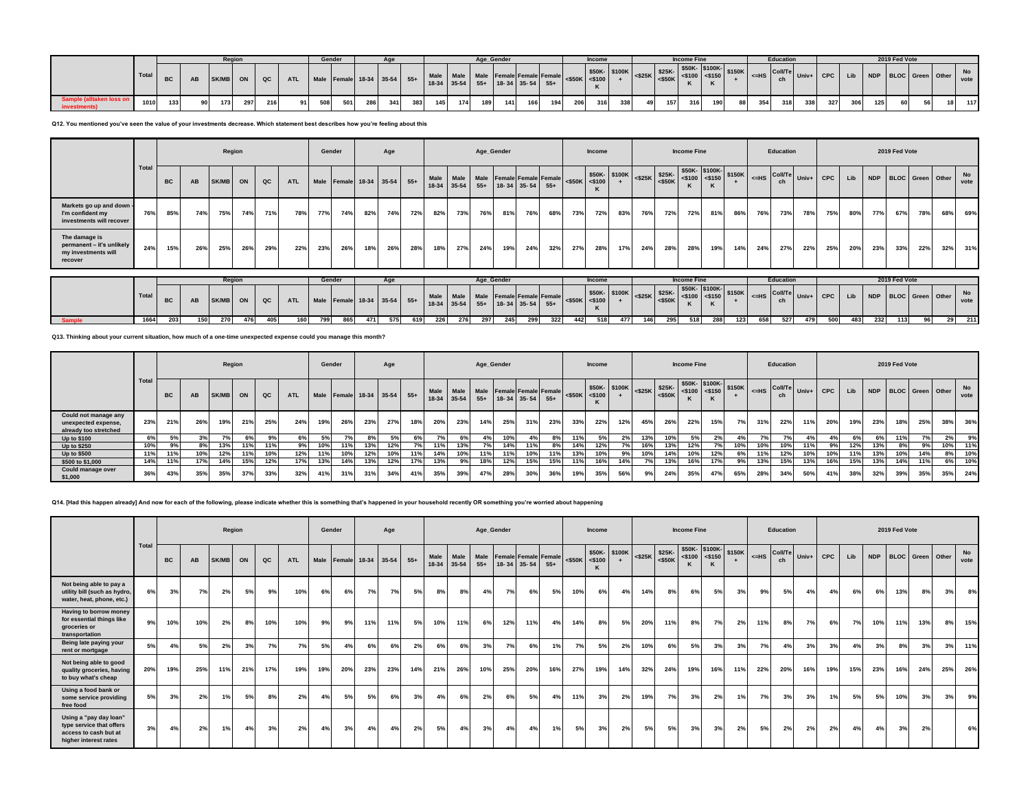| | Total | Region | | | | | | Gender | | Age | | | Age_Gender | | | | | | Income | | | Income Fine | | | | | Education | | | 2019 Fed Vote | | | | | | |
|---|---|---|---|---|---|---|---|---|---|---|---|---|---|---|---|---|---|---|---|---|---|---|---|---|---|---|---|---|---|---|---|---|---|---|---|---|
| | | BC | AB | SK/MB | ON | QC | ATL | Male | Female | 18-34 | 35-54 | 55+ | Male 18-34 | Male 35-54 | Male 55+ | Female 18-34 | Female 35-54 | Female 55+ | <$50K | $50K-<$100K | $100K+ | <$25K | $25K-<$50K | $50K-<$100K | $100K-<$150K | $150K+ | <=HS | Coll/Tech | Univ+ | CPC | Lib | NDP | BLOC | Green | Other | No vote |
| Sample (alltaken loss on investments) | 1010 | 133 | 90 | 173 | 297 | 216 | 91 | 508 | 501 | 286 | 341 | 383 | 145 | 174 | 189 | 141 | 166 | 194 | 206 | 316 | 338 | 49 | 157 | 316 | 190 | 88 | 354 | 318 | 338 | 327 | 306 | 125 | 60 | 56 | 18 | 117 |

**Q12. You mentioned you've seen the value of your investments decrease. Which statement best describes how you're feeling about this**

| | Total | BC | AB | SK/MB | ON | QC | ATL | Male | Female | 18-34 | 35-54 | 55+ | Male 18-34 | Male 35-54 | Male 55+ | Female 18-34 | Female 35-54 | Female 55+ | <$50K | $50K-<$100K | $100K+ | <$25K | $25K-<$50K | $50K-<$100K | $100K-<$150K | $150K+ | <=HS | Coll/Tech | Univ+ | CPC | Lib | NDP | BLOC | Green | Other | No vote |
|---|---|---|---|---|---|---|---|---|---|---|---|---|---|---|---|---|---|---|---|---|---|---|---|---|---|---|---|---|---|---|---|---|---|---|---|---|
| Markets go up and down - I'm confident my investments will recover | 76% | 85% | 74% | 75% | 74% | 71% | 78% | 77% | 74% | 82% | 74% | 72% | 82% | 73% | 76% | 81% | 76% | 68% | 73% | 72% | 83% | 76% | 72% | 72% | 81% | 86% | 76% | 73% | 78% | 75% | 80% | 77% | 67% | 78% | 68% | 69% |
| The damage is permanent – it's unlikely my investments will recover | 24% | 15% | 26% | 25% | 26% | 29% | 22% | 23% | 26% | 18% | 26% | 28% | 18% | 27% | 24% | 19% | 24% | 32% | 27% | 28% | 17% | 24% | 28% | 28% | 19% | 14% | 24% | 27% | 22% | 25% | 20% | 23% | 33% | 22% | 32% | 31% |

| | Total | Region | | | | | | Gender | | Age | | | Age_Gender | | | | | | Income | | | Income Fine | | | | | Education | | | 2019 Fed Vote | | | | | | |
|---|---|---|---|---|---|---|---|---|---|---|---|---|---|---|---|---|---|---|---|---|---|---|---|---|---|---|---|---|---|---|---|---|---|---|---|---|
| | | BC | AB | SK/MB | ON | QC | ATL | Male | Female | 18-34 | 35-54 | 55+ | Male 18-34 | Male 35-54 | Male 55+ | Female 18-34 | Female 35-54 | Female 55+ | <$50K | $50K-<$100K | $100K+ | <$25K | $25K-<$50K | $50K-<$100K | $100K-<$150K | $150K+ | <=HS | Coll/Tech | Univ+ | CPC | Lib | NDP | BLOC | Green | Other | No vote |
| Sample | 1664 | 203 | 150 | 270 | 476 | 405 | 160 | 799 | 865 | 471 | 575 | 619 | 226 | 276 | 297 | 245 | 299 | 322 | 442 | 518 | 477 | 146 | 295 | 518 | 288 | 123 | 658 | 527 | 479 | 500 | 483 | 232 | 113 | 96 | 29 | 211 |

**Q13. Thinking about your current situation, how much of a one-time unexpected expense could you manage this month?**

| | Total | BC | AB | SK/MB | ON | QC | ATL | Male | Female | 18-34 | 35-54 | 55+ | Male 18-34 | Male 35-54 | Male 55+ | Female 18-34 | Female 35-54 | Female 55+ | <$50K | $50K-<$100K | $100K+ | <$25K | $25K-<$50K | $50K-<$100K | $100K-<$150K | $150K+ | <=HS | Coll/Tech | Univ+ | CPC | Lib | NDP | BLOC | Green | Other | No vote |
|---|---|---|---|---|---|---|---|---|---|---|---|---|---|---|---|---|---|---|---|---|---|---|---|---|---|---|---|---|---|---|---|---|---|---|---|---|
| Could not manage any unexpected expense, already too stretched | 23% | 21% | 26% | 19% | 21% | 25% | 24% | 19% | 26% | 23% | 27% | 18% | 20% | 23% | 14% | 25% | 31% | 23% | 33% | 22% | 12% | 45% | 26% | 22% | 15% | 7% | 31% | 22% | 11% | 20% | 19% | 23% | 18% | 25% | 38% | 36% |
| Up to $100 | 6% | 5% | 3% | 7% | 6% | 9% | 6% | 5% | 7% | 8% | 5% | 6% | 7% | 6% | 4% | 10% | 4% | 8% | 11% | 5% | 2% | 13% | 10% | 5% | 2% | 4% | 7% | 7% | 4% | 4% | 6% | 6% | 11% | 7% | 2% | 9% |
| Up to $250 | 10% | 9% | 8% | 13% | 11% | 11% | 9% | 10% | 11% | 13% | 12% | 7% | 11% | 13% | 7% | 14% | 11% | 8% | 14% | 12% | 7% | 16% | 13% | 12% | 7% | 10% | 10% | 10% | 11% | 9% | 12% | 13% | 8% | 9% | 10% | 11% |
| Up to $500 | 11% | 11% | 10% | 12% | 11% | 10% | 12% | 11% | 10% | 12% | 10% | 11% | 14% | 10% | 11% | 11% | 10% | 11% | 13% | 10% | 9% | 10% | 14% | 10% | 12% | 6% | 11% | 12% | 10% | 10% | 11% | 13% | 10% | 14% | 8% | 10% |
| $500 to $1,000 | 14% | 11% | 17% | 14% | 15% | 12% | 17% | 13% | 14% | 13% | 12% | 17% | 13% | 9% | 18% | 12% | 15% | 15% | 11% | 16% | 14% | 7% | 13% | 16% | 17% | 9% | 13% | 15% | 13% | 16% | 15% | 13% | 14% | 11% | 6% | 10% |
| Could manage over $1,000 | 36% | 43% | 35% | 35% | 37% | 33% | 32% | 41% | 31% | 31% | 34% | 41% | 35% | 39% | 47% | 28% | 30% | 36% | 19% | 35% | 56% | 9% | 24% | 35% | 47% | 65% | 28% | 34% | 50% | 41% | 38% | 32% | 39% | 35% | 35% | 24% |

**Q14. [Had this happen already] And now for each of the following, please indicate whether this is something that's happened in your household recently OR something you're worried about happening**

| | Total | BC | AB | SK/MB | ON | QC | ATL | Male | Female | 18-34 | 35-54 | 55+ | Male 18-34 | Male 35-54 | Male 55+ | Female 18-34 | Female 35-54 | Female 55+ | <$50K | $50K-<$100K | $100K+ | <$25K | $25K-<$50K | $50K-<$100K | $100K-<$150K | $150K+ | <=HS | Coll/Tech | Univ+ | CPC | Lib | NDP | BLOC | Green | Other | No vote |
|---|---|---|---|---|---|---|---|---|---|---|---|---|---|---|---|---|---|---|---|---|---|---|---|---|---|---|---|---|---|---|---|---|---|---|---|---|
| Not being able to pay a utility bill (such as hydro, heat, water, phone, etc.) | 6% | 3% | 7% | 2% | 5% | 9% | 10% | 6% | 6% | 7% | 7% | 5% | 8% | 8% | 4% | 7% | 6% | 5% | 10% | 6% | 4% | 14% | 8% | 6% | 5% | 3% | 9% | 5% | 4% | 4% | 6% | 6% | 13% | 8% | 3% | 8% |
| Having to borrow money for essential things like groceries or transportation | 9% | 10% | 10% | 2% | 8% | 10% | 10% | 9% | 9% | 11% | 11% | 5% | 10% | 11% | 6% | 12% | 11% | 4% | 14% | 8% | 5% | 20% | 11% | 8% | 7% | 2% | 11% | 8% | 7% | 6% | 7% | 10% | 11% | 13% | 8% | 15% |
| Being late paying your rent or mortgage | 5% | 4% | 5% | 2% | 3% | 7% | 7% | 5% | 4% | 6% | 6% | 2% | 6% | 6% | 3% | 7% | 6% | 1% | 7% | 5% | 2% | 10% | 6% | 5% | 3% | 3% | 7% | 4% | 3% | 3% | 4% | 3% | 8% | 3% | 3% | 11% |
| Not being able to good quality groceries, having to buy what's cheap | 20% | 19% | 25% | 11% | 21% | 17% | 19% | 19% | 20% | 23% | 23% | 14% | 21% | 26% | 10% | 25% | 20% | 16% | 27% | 19% | 14% | 32% | 24% | 19% | 16% | 11% | 22% | 20% | 16% | 19% | 15% | 23% | 16% | 24% | 25% | 26% |
| Using a food bank or some service providing free food | 5% | 3% | 2% | 1% | 5% | 8% | 2% | 4% | 5% | 5% | 6% | 3% | 4% | 6% | 2% | 6% | 5% | 4% | 11% | 3% | 2% | 19% | 7% | 3% | 2% | 1% | 7% | 3% | 3% | 1% | 5% | 5% | 10% | 3% | 3% | 9% |
| Using a "pay day loan" type service that offers access to cash but at higher interest rates | 3% | 4% | 2% | 1% | 4% | 3% | 2% | 4% | 3% | 4% | 4% | 2% | 5% | 4% | 3% | 4% | 4% | 1% | 5% | 3% | 2% | 5% | 5% | 3% | 3% | 2% | 5% | 2% | 2% | 2% | 4% | 4% | 3% | 2% | | 6% |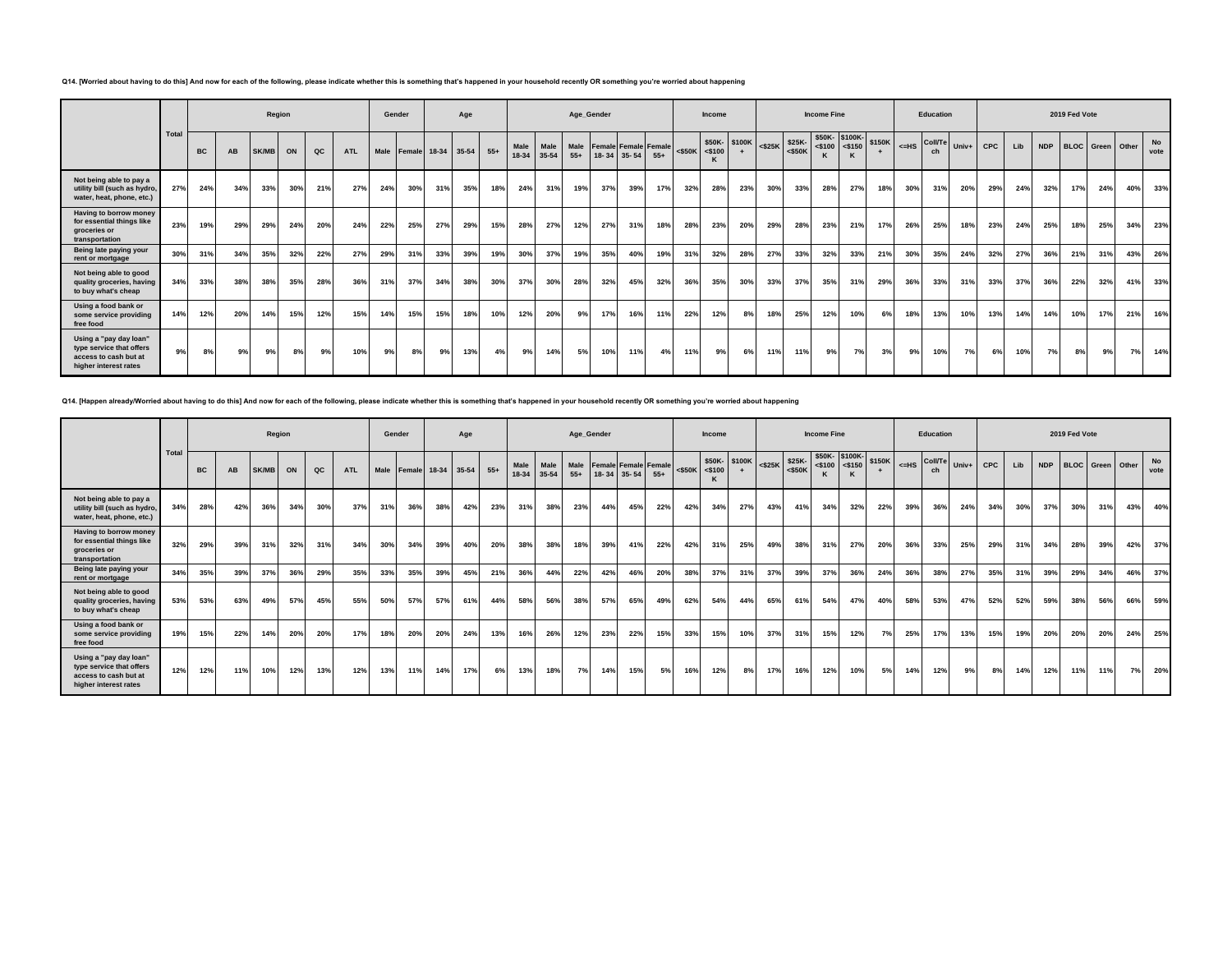**Q14. [Worried about having to do this] And now for each of the following, please indicate whether this is something that's happened in your household recently OR something you're worried about happening**

| | Total | Region | | | | | | Gender | | Age | | | Age_Gender | | | | | | Income | | | Income Fine | | | | | Education | | | 2019 Fed Vote | | | | | | |
|---|---|---|---|---|---|---|---|---|---|---|---|---|---|---|---|---|---|---|---|---|---|---|---|---|---|---|---|---|---|---|---|---|---|---|---|---|
| | | BC | AB | SK/MB | ON | QC | ATL | Male | Female | 18-34 | 35-54 | 55+ | Male 18-34 | Male 35-54 | Male 55+ | Female 18- 34 | Female 35- 54 | Female 55+ | <$50K | $50K-<$100 K | $100K + | <$25K | $25K-<$50K | $50K-<$100 K | $100K-<$150 K | $150K + | <=HS | Coll/Tech | Univ+ | CPC | Lib | NDP | BLOC | Green | Other | No vote |
| Not being able to pay a utility bill (such as hydro, water, heat, phone, etc.) | 27% | 24% | 34% | 33% | 30% | 21% | 27% | 24% | 30% | 31% | 35% | 18% | 24% | 31% | 19% | 37% | 39% | 17% | 32% | 28% | 23% | 30% | 33% | 28% | 27% | 18% | 30% | 31% | 20% | 29% | 24% | 32% | 17% | 24% | 40% | 33% |
| Having to borrow money for essential things like groceries or transportation | 23% | 19% | 29% | 29% | 24% | 20% | 24% | 22% | 25% | 27% | 29% | 15% | 28% | 27% | 12% | 27% | 31% | 18% | 28% | 23% | 20% | 29% | 28% | 23% | 21% | 17% | 26% | 25% | 18% | 23% | 24% | 25% | 18% | 25% | 34% | 23% |
| Being late paying your rent or mortgage | 30% | 31% | 34% | 35% | 32% | 22% | 27% | 29% | 31% | 33% | 39% | 19% | 30% | 37% | 19% | 35% | 40% | 19% | 31% | 32% | 28% | 27% | 33% | 32% | 33% | 21% | 30% | 35% | 24% | 32% | 27% | 36% | 21% | 31% | 43% | 26% |
| Not being able to good quality groceries, having to buy what's cheap | 34% | 33% | 38% | 38% | 35% | 28% | 36% | 31% | 37% | 34% | 38% | 30% | 37% | 30% | 28% | 32% | 45% | 32% | 36% | 35% | 30% | 33% | 37% | 35% | 31% | 29% | 36% | 33% | 31% | 33% | 37% | 36% | 22% | 32% | 41% | 33% |
| Using a food bank or some service providing free food | 14% | 12% | 20% | 14% | 15% | 12% | 15% | 14% | 15% | 15% | 18% | 10% | 12% | 20% | 9% | 17% | 16% | 11% | 22% | 12% | 8% | 18% | 25% | 12% | 10% | 6% | 18% | 13% | 10% | 13% | 14% | 14% | 10% | 17% | 21% | 16% |
| Using a "pay day loan" type service that offers access to cash but at higher interest rates | 9% | 8% | 9% | 9% | 8% | 9% | 10% | 9% | 8% | 9% | 13% | 4% | 9% | 14% | 5% | 10% | 11% | 4% | 11% | 9% | 6% | 11% | 11% | 9% | 7% | 3% | 9% | 10% | 7% | 6% | 10% | 7% | 8% | 9% | 7% | 14% |

**Q14. [Happen already/Worried about having to do this] And now for each of the following, please indicate whether this is something that's happened in your household recently OR something you're worried about happening**

| | Total | Region | | | | | | Gender | | Age | | | Age_Gender | | | | | | Income | | | Income Fine | | | | | Education | | | 2019 Fed Vote | | | | | | |
|---|---|---|---|---|---|---|---|---|---|---|---|---|---|---|---|---|---|---|---|---|---|---|---|---|---|---|---|---|---|---|---|---|---|---|---|---|
| | | BC | AB | SK/MB | ON | QC | ATL | Male | Female | 18-34 | 35-54 | 55+ | Male 18-34 | Male 35-54 | Male 55+ | Female 18- 34 | Female 35- 54 | Female 55+ | <$50K | $50K-<$100 K | $100K + | <$25K | $25K-<$50K | $50K-<$100 K | $100K-<$150 K | $150K + | <=HS | Coll/Tech | Univ+ | CPC | Lib | NDP | BLOC | Green | Other | No vote |
| Not being able to pay a utility bill (such as hydro, water, heat, phone, etc.) | 34% | 28% | 42% | 36% | 34% | 30% | 37% | 31% | 36% | 38% | 42% | 23% | 31% | 38% | 23% | 44% | 45% | 22% | 42% | 34% | 27% | 43% | 41% | 34% | 32% | 22% | 39% | 36% | 24% | 34% | 30% | 37% | 30% | 31% | 43% | 40% |
| Having to borrow money for essential things like groceries or transportation | 32% | 29% | 39% | 31% | 32% | 31% | 34% | 30% | 34% | 39% | 40% | 20% | 38% | 38% | 18% | 39% | 41% | 22% | 42% | 31% | 25% | 49% | 38% | 31% | 27% | 20% | 36% | 33% | 25% | 29% | 31% | 34% | 28% | 39% | 42% | 37% |
| Being late paying your rent or mortgage | 34% | 35% | 39% | 37% | 36% | 29% | 35% | 33% | 35% | 39% | 45% | 21% | 36% | 44% | 22% | 42% | 46% | 20% | 38% | 37% | 31% | 37% | 39% | 37% | 36% | 24% | 36% | 38% | 27% | 35% | 31% | 39% | 29% | 34% | 46% | 37% |
| Not being able to good quality groceries, having to buy what's cheap | 53% | 53% | 63% | 49% | 57% | 45% | 55% | 50% | 57% | 57% | 61% | 44% | 58% | 56% | 38% | 57% | 65% | 49% | 62% | 54% | 44% | 65% | 61% | 54% | 47% | 40% | 58% | 53% | 47% | 52% | 52% | 59% | 38% | 56% | 66% | 59% |
| Using a food bank or some service providing free food | 19% | 15% | 22% | 14% | 20% | 20% | 17% | 18% | 20% | 20% | 24% | 13% | 16% | 26% | 12% | 23% | 22% | 15% | 33% | 15% | 10% | 37% | 31% | 15% | 12% | 7% | 25% | 17% | 13% | 15% | 19% | 20% | 20% | 20% | 24% | 25% |
| Using a "pay day loan" type service that offers access to cash but at higher interest rates | 12% | 12% | 11% | 10% | 12% | 13% | 12% | 13% | 11% | 14% | 17% | 6% | 13% | 18% | 7% | 14% | 15% | 5% | 16% | 12% | 8% | 17% | 16% | 12% | 10% | 5% | 14% | 12% | 9% | 8% | 14% | 12% | 11% | 11% | 7% | 20% |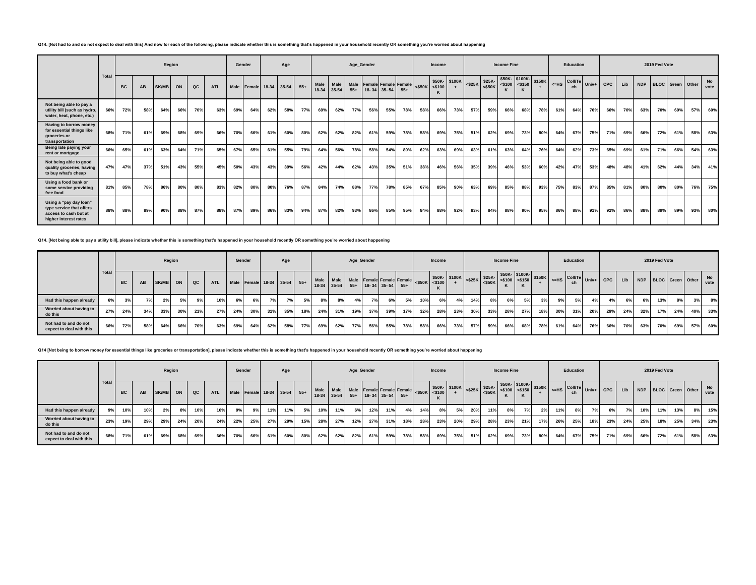**Q14. [Not had to and do not expect to deal with this] And now for each of the following, please indicate whether this is something that's happened in your household recently OR something you're worried about happening**

| | Total | Region | | | | | | Gender | | Age | | | Age_Gender | | | | | | Income | | | Income Fine | | | | | Education | | | 2019 Fed Vote | | | | | | |
|---|---|---|---|---|---|---|---|---|---|---|---|---|---|---|---|---|---|---|---|---|---|---|---|---|---|---|---|---|---|---|---|---|---|---|---|---|
| | | BC | AB | SK/MB | ON | QC | ATL | Male | Female | 18-34 | 35-54 | 55+ | Male 18-34 | Male 35-54 | Male 55+ | Female 18-34 | Female 35-54 | Female 55+ | <$50K | $50K-<$100K | $100K+ | <$25K | $25K-<$50K | $50K-<$100K | $100K-<$150K | $150K+ | <=HS | Coll/Tech | Univ+ | CPC | Lib | NDP | BLOC | Green | Other | No vote |
| Not being able to pay a utility bill (such as hydro, water, heat, phone, etc.) | 66% | 72% | 58% | 64% | 66% | 70% | 63% | 69% | 64% | 62% | 58% | 77% | 69% | 62% | 77% | 56% | 55% | 78% | 58% | 66% | 73% | 57% | 59% | 66% | 68% | 78% | 61% | 64% | 76% | 66% | 70% | 63% | 70% | 69% | 57% | 60% |
| Having to borrow money for essential things like groceries or transportation | 68% | 71% | 61% | 69% | 68% | 69% | 66% | 70% | 66% | 61% | 60% | 80% | 62% | 62% | 82% | 61% | 59% | 78% | 58% | 69% | 75% | 51% | 62% | 69% | 73% | 80% | 64% | 67% | 75% | 71% | 69% | 66% | 72% | 61% | 58% | 63% |
| Being late paying your rent or mortgage | 66% | 65% | 61% | 63% | 64% | 71% | 65% | 67% | 65% | 61% | 55% | 79% | 64% | 56% | 78% | 58% | 54% | 80% | 62% | 63% | 69% | 63% | 61% | 63% | 64% | 76% | 64% | 62% | 73% | 65% | 69% | 61% | 71% | 66% | 54% | 63% |
| Not being able to good quality groceries, having to buy what's cheap | 47% | 47% | 37% | 51% | 43% | 55% | 45% | 50% | 43% | 43% | 39% | 56% | 42% | 44% | 62% | 43% | 35% | 51% | 38% | 46% | 56% | 35% | 39% | 46% | 53% | 60% | 42% | 47% | 53% | 48% | 48% | 41% | 62% | 44% | 34% | 41% |
| Using a food bank or some service providing free food | 81% | 85% | 78% | 86% | 80% | 80% | 83% | 82% | 80% | 80% | 76% | 87% | 84% | 74% | 88% | 77% | 78% | 85% | 67% | 85% | 90% | 63% | 69% | 85% | 88% | 93% | 75% | 83% | 87% | 85% | 81% | 80% | 80% | 80% | 76% | 75% |
| Using a "pay day loan" type service that offers access to cash but at higher interest rates | 88% | 88% | 89% | 90% | 88% | 87% | 88% | 87% | 89% | 86% | 83% | 94% | 87% | 82% | 93% | 86% | 85% | 95% | 84% | 88% | 92% | 83% | 84% | 88% | 90% | 95% | 86% | 88% | 91% | 92% | 86% | 88% | 89% | 89% | 93% | 80% |

**Q14. [Not being able to pay a utility bill], please indicate whether this is something that's happened in your household recently OR something you're worried about happening**

| | Total | Region | | | | | | Gender | | Age | | | Age_Gender | | | | | | Income | | | Income Fine | | | | | Education | | | 2019 Fed Vote | | | | | | |
|---|---|---|---|---|---|---|---|---|---|---|---|---|---|---|---|---|---|---|---|---|---|---|---|---|---|---|---|---|---|---|---|---|---|---|---|---|
| | | BC | AB | SK/MB | ON | QC | ATL | Male | Female | 18-34 | 35-54 | 55+ | Male 18-34 | Male 35-54 | Male 55+ | Female 18-34 | Female 35-54 | Female 55+ | <$50K | $50K-<$100K | $100K+ | <$25K | $25K-<$50K | $50K-<$100K | $100K-<$150K | $150K+ | <=HS | Coll/Tech | Univ+ | CPC | Lib | NDP | BLOC | Green | Other | No vote |
| Had this happen already | 6% | 3% | 7% | 2% | 5% | 9% | 10% | 6% | 6% | 7% | 7% | 5% | 8% | 8% | 4% | 7% | 6% | 5% | 10% | 6% | 4% | 14% | 8% | 6% | 5% | 3% | 9% | 5% | 4% | 4% | 6% | 6% | 13% | 8% | 3% | 8% |
| Worried about having to do this | 27% | 24% | 34% | 33% | 30% | 21% | 27% | 24% | 30% | 31% | 35% | 18% | 24% | 31% | 19% | 37% | 39% | 17% | 32% | 28% | 23% | 30% | 33% | 28% | 27% | 18% | 30% | 31% | 20% | 29% | 24% | 32% | 17% | 24% | 40% | 33% |
| Not had to and do not expect to deal with this | 66% | 72% | 58% | 64% | 66% | 70% | 63% | 69% | 64% | 62% | 58% | 77% | 69% | 62% | 77% | 56% | 55% | 78% | 58% | 66% | 73% | 57% | 59% | 66% | 68% | 78% | 61% | 64% | 76% | 66% | 70% | 63% | 70% | 69% | 57% | 60% |

**Q14 [Not being to borrow money for essential things like groceries or transportation], please indicate whether this is something that's happened in your household recently OR something you're worried about happening**

| | Total | Region | | | | | | Gender | | Age | | | Age_Gender | | | | | | Income | | | Income Fine | | | | | Education | | | 2019 Fed Vote | | | | | | |
|---|---|---|---|---|---|---|---|---|---|---|---|---|---|---|---|---|---|---|---|---|---|---|---|---|---|---|---|---|---|---|---|---|---|---|---|---|
| | | BC | AB | SK/MB | ON | QC | ATL | Male | Female | 18-34 | 35-54 | 55+ | Male 18-34 | Male 35-54 | Male 55+ | Female 18-34 | Female 35-54 | Female 55+ | <$50K | $50K-<$100K | $100K+ | <$25K | $25K-<$50K | $50K-<$100K | $100K-<$150K | $150K+ | <=HS | Coll/Tech | Univ+ | CPC | Lib | NDP | BLOC | Green | Other | No vote |
| Had this happen already | 9% | 10% | 10% | 2% | 8% | 10% | 10% | 9% | 9% | 11% | 11% | 5% | 10% | 11% | 6% | 12% | 11% | 4% | 14% | 8% | 5% | 20% | 11% | 8% | 7% | 2% | 11% | 8% | 7% | 6% | 7% | 10% | 11% | 13% | 8% | 15% |
| Worried about having to do this | 23% | 19% | 29% | 29% | 24% | 20% | 24% | 22% | 25% | 27% | 29% | 15% | 28% | 27% | 12% | 27% | 31% | 18% | 28% | 23% | 20% | 29% | 28% | 23% | 21% | 17% | 26% | 25% | 18% | 23% | 24% | 25% | 18% | 25% | 34% | 23% |
| Not had to and do not expect to deal with this | 68% | 71% | 61% | 69% | 68% | 69% | 66% | 70% | 66% | 61% | 60% | 80% | 62% | 62% | 82% | 61% | 59% | 78% | 58% | 69% | 75% | 51% | 62% | 69% | 73% | 80% | 64% | 67% | 75% | 71% | 69% | 66% | 72% | 61% | 58% | 63% |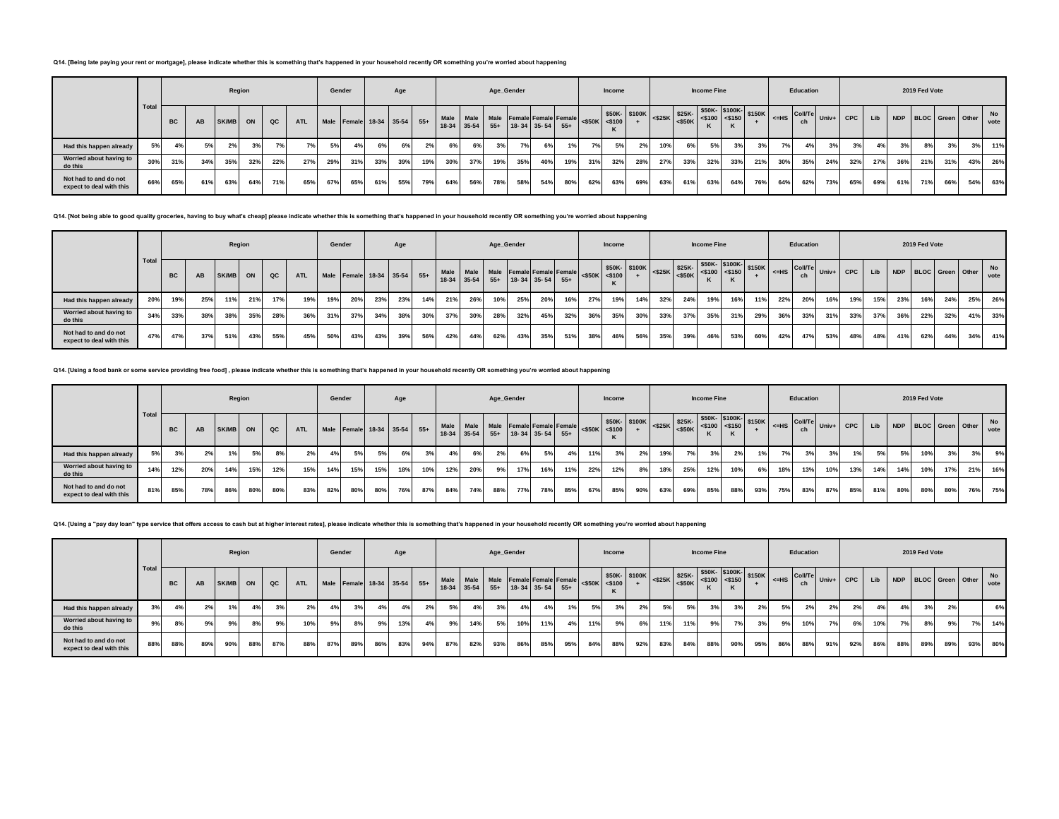**Q14. [Being late paying your rent or mortgage], please indicate whether this is something that's happened in your household recently OR something you're worried about happening**

| | Total | Region | | | | | | Gender | | Age | | | Age_Gender | | | | | | Income | | | Income Fine | | | | | Education | | | 2019 Fed Vote | | | | | | |
|---|---|---|---|---|---|---|---|---|---|---|---|---|---|---|---|---|---|---|---|---|---|---|---|---|---|---|---|---|---|---|---|---|---|---|---|---|
| | | BC | AB | SK/MB | ON | QC | ATL | Male | Female | 18-34 | 35-54 | 55+ | Male 18-34 | Male 35-54 | Male 55+ | Female 18-34 | Female 35-54 | Female 55+ | <$50K | $50K-<$100K | $100K+ | <$25K | $25K-<$50K | $50K-<$100K | $100K-<$150K | $150K+ | <=HS | Coll/Tech | Univ+ | CPC | Lib | NDP | BLOC | Green | Other | No vote |
| Had this happen already | 5% | 4% | 5% | 2% | 3% | 7% | 7% | 5% | 4% | 6% | 6% | 2% | 6% | 6% | 3% | 7% | 6% | 1% | 7% | 5% | 2% | 10% | 6% | 5% | 3% | 3% | 7% | 4% | 3% | 3% | 4% | 3% | 8% | 3% | 3% | 11% |
| Worried about having to do this | 30% | 31% | 34% | 35% | 32% | 22% | 27% | 29% | 31% | 33% | 39% | 19% | 30% | 37% | 19% | 35% | 40% | 19% | 31% | 32% | 28% | 27% | 33% | 32% | 33% | 21% | 30% | 35% | 24% | 32% | 27% | 36% | 21% | 31% | 43% | 26% |
| Not had to and do not expect to deal with this | 66% | 65% | 61% | 63% | 64% | 71% | 65% | 67% | 65% | 61% | 55% | 79% | 64% | 56% | 78% | 58% | 54% | 80% | 62% | 63% | 69% | 63% | 61% | 63% | 64% | 76% | 64% | 62% | 73% | 65% | 69% | 61% | 71% | 66% | 54% | 63% |

**Q14. [Not being able to good quality groceries, having to buy what's cheap] please indicate whether this is something that's happened in your household recently OR something you're worried about happening**

| | Total | Region | | | | | | Gender | | Age | | | Age_Gender | | | | | | Income | | | Income Fine | | | | | Education | | | 2019 Fed Vote | | | | | | |
|---|---|---|---|---|---|---|---|---|---|---|---|---|---|---|---|---|---|---|---|---|---|---|---|---|---|---|---|---|---|---|---|---|---|---|---|---|
| | | BC | AB | SK/MB | ON | QC | ATL | Male | Female | 18-34 | 35-54 | 55+ | Male 18-34 | Male 35-54 | Male 55+ | Female 18-34 | Female 35-54 | Female 55+ | <$50K | $50K-<$100K | $100K+ | <$25K | $25K-<$50K | $50K-<$100K | $100K-<$150K | $150K+ | <=HS | Coll/Tech | Univ+ | CPC | Lib | NDP | BLOC | Green | Other | No vote |
| Had this happen already | 20% | 19% | 25% | 11% | 21% | 17% | 19% | 19% | 20% | 23% | 23% | 14% | 21% | 26% | 10% | 25% | 20% | 16% | 27% | 19% | 14% | 32% | 24% | 19% | 16% | 11% | 22% | 20% | 16% | 19% | 15% | 23% | 16% | 24% | 25% | 26% |
| Worried about having to do this | 34% | 33% | 38% | 38% | 35% | 28% | 36% | 31% | 37% | 34% | 38% | 30% | 37% | 30% | 28% | 32% | 45% | 32% | 36% | 35% | 30% | 33% | 37% | 35% | 31% | 29% | 36% | 33% | 31% | 33% | 37% | 36% | 22% | 32% | 41% | 33% |
| Not had to and do not expect to deal with this | 47% | 47% | 37% | 51% | 43% | 55% | 45% | 50% | 43% | 43% | 39% | 56% | 42% | 44% | 62% | 43% | 35% | 51% | 38% | 46% | 56% | 35% | 39% | 46% | 53% | 60% | 42% | 47% | 53% | 48% | 48% | 41% | 62% | 44% | 34% | 41% |

**Q14. [Using a food bank or some service providing free food] , please indicate whether this is something that's happened in your household recently OR something you're worried about happening**

| | Total | Region | | | | | | Gender | | Age | | | Age_Gender | | | | | | Income | | | Income Fine | | | | | Education | | | 2019 Fed Vote | | | | | | |
|---|---|---|---|---|---|---|---|---|---|---|---|---|---|---|---|---|---|---|---|---|---|---|---|---|---|---|---|---|---|---|---|---|---|---|---|---|
| | | BC | AB | SK/MB | ON | QC | ATL | Male | Female | 18-34 | 35-54 | 55+ | Male 18-34 | Male 35-54 | Male 55+ | Female 18-34 | Female 35-54 | Female 55+ | <$50K | $50K-<$100K | $100K+ | <$25K | $25K-<$50K | $50K-<$100K | $100K-<$150K | $150K+ | <=HS | Coll/Tech | Univ+ | CPC | Lib | NDP | BLOC | Green | Other | No vote |
| Had this happen already | 5% | 3% | 2% | 1% | 5% | 8% | 2% | 4% | 5% | 5% | 6% | 3% | 4% | 6% | 2% | 6% | 5% | 4% | 11% | 3% | 2% | 19% | 7% | 3% | 2% | 1% | 7% | 3% | 3% | 1% | 5% | 5% | 10% | 3% | 3% | 9% |
| Worried about having to do this | 14% | 12% | 20% | 14% | 15% | 12% | 15% | 14% | 15% | 15% | 18% | 10% | 12% | 20% | 9% | 17% | 16% | 11% | 22% | 12% | 8% | 18% | 25% | 12% | 10% | 6% | 18% | 13% | 10% | 13% | 14% | 14% | 10% | 17% | 21% | 16% |
| Not had to and do not expect to deal with this | 81% | 85% | 78% | 86% | 80% | 80% | 83% | 82% | 80% | 80% | 76% | 87% | 84% | 74% | 88% | 77% | 78% | 85% | 67% | 85% | 90% | 63% | 69% | 85% | 88% | 93% | 75% | 83% | 87% | 85% | 81% | 80% | 80% | 80% | 76% | 75% |

**Q14. [Using a "pay day loan" type service that offers access to cash but at higher interest rates], please indicate whether this is something that's happened in your household recently OR something you're worried about happening**

| | Total | Region | | | | | | Gender | | Age | | | Age_Gender | | | | | | Income | | | Income Fine | | | | | Education | | | 2019 Fed Vote | | | | | | |
|---|---|---|---|---|---|---|---|---|---|---|---|---|---|---|---|---|---|---|---|---|---|---|---|---|---|---|---|---|---|---|---|---|---|---|---|---|
| | | BC | AB | SK/MB | ON | QC | ATL | Male | Female | 18-34 | 35-54 | 55+ | Male 18-34 | Male 35-54 | Male 55+ | Female 18-34 | Female 35-54 | Female 55+ | <$50K | $50K-<$100K | $100K+ | <$25K | $25K-<$50K | $50K-<$100K | $100K-<$150K | $150K+ | <=HS | Coll/Tech | Univ+ | CPC | Lib | NDP | BLOC | Green | Other | No vote |
| Had this happen already | 3% | 4% | 2% | 1% | 4% | 3% | 2% | 4% | 3% | 4% | 4% | 2% | 5% | 4% | 3% | 4% | 4% | 1% | 5% | 3% | 2% | 5% | 5% | 3% | 3% | 2% | 5% | 2% | 2% | 2% | 4% | 4% | 3% | 2% | | 6% |
| Worried about having to do this | 9% | 8% | 9% | 9% | 8% | 9% | 10% | 9% | 8% | 9% | 13% | 4% | 9% | 14% | 5% | 10% | 11% | 4% | 11% | 9% | 6% | 11% | 11% | 9% | 7% | 3% | 9% | 10% | 7% | 6% | 10% | 7% | 8% | 9% | 7% | 14% |
| Not had to and do not expect to deal with this | 88% | 88% | 89% | 90% | 88% | 87% | 88% | 87% | 89% | 86% | 83% | 94% | 87% | 82% | 93% | 86% | 85% | 95% | 84% | 88% | 92% | 83% | 84% | 88% | 90% | 95% | 86% | 88% | 91% | 92% | 86% | 88% | 89% | 89% | 93% | 80% |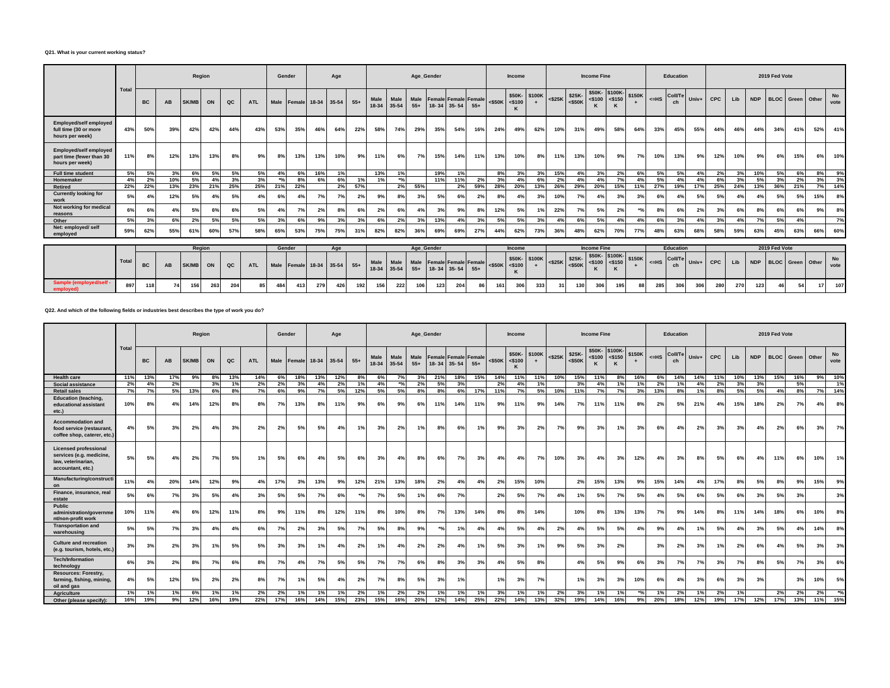**Q21. What is your current working status?**

| | Total | Region | | | | | | Gender | | Age | | | Age_Gender | | | | | | Income | | | Income Fine | | | | | Education | | | 2019 Fed Vote | | | | | | |
|---|---|---|---|---|---|---|---|---|---|---|---|---|---|---|---|---|---|---|---|---|---|---|---|---|---|---|---|---|---|---|---|---|---|---|---|---|
| | | BC | AB | SK/MB | ON | QC | ATL | Male | Female | 18-34 | 35-54 | 55+ | Male 18-34 | Male 35-54 | Male 55+ | Female 18-34 | Female 35-54 | Female 55+ | <$50K | $50K-<$100K | $100K+ | <$25K | $25K-<$50K | $50K-<$100K | $100K-<$150K | $150K+ | <=HS | Coll/Tech | Univ+ | CPC | Lib | NDP | BLOC | Green | Other | No vote |
| Employed/self employed full time (30 or more hours per week) | 43% | 50% | 39% | 42% | 42% | 44% | 43% | 53% | 35% | 46% | 64% | 22% | 58% | 74% | 29% | 35% | 54% | 16% | 24% | 49% | 62% | 10% | 31% | 49% | 58% | 64% | 33% | 45% | 55% | 44% | 46% | 44% | 34% | 41% | 52% | 41% |
| Employed/self employed part time (fewer than 30 hours per week) | 11% | 8% | 12% | 13% | 13% | 8% | 9% | 8% | 13% | 13% | 10% | 9% | 11% | 6% | 7% | 15% | 14% | 11% | 13% | 10% | 8% | 11% | 13% | 10% | 9% | 7% | 10% | 13% | 9% | 12% | 10% | 9% | 6% | 15% | 6% | 10% |
| Full time student | 5% | 5% | 3% | 6% | 5% | 5% | 5% | 4% | 6% | 16% | 1% | | 13% | 1% | | 19% | 1% | | 8% | 3% | 3% | 15% | 4% | 3% | 2% | 6% | 5% | 5% | 4% | 2% | 3% | 10% | 5% | 6% | 8% | 9% |
| Homemaker | 4% | 2% | 10% | 5% | 4% | 3% | 3% | *% | 8% | 6% | 6% | 1% | 1% | *% | | 11% | 11% | 2% | 3% | 4% | 6% | 2% | 4% | 4% | 7% | 4% | 5% | 4% | 4% | 6% | 3% | 5% | 3% | 2% | 3% | 3% |
| Retired | 22% | 22% | 13% | 23% | 21% | 25% | 25% | 21% | 22% | | 2% | 57% | | 2% | 55% | | 2% | 59% | 28% | 20% | 13% | 26% | 29% | 20% | 15% | 11% | 27% | 19% | 17% | 25% | 24% | 13% | 36% | 21% | 7% | 14% |
| Currently looking for work | 5% | 4% | 12% | 5% | 4% | 5% | 4% | 6% | 4% | 7% | 7% | 2% | 9% | 8% | 3% | 5% | 6% | 2% | 8% | 4% | 3% | 10% | 7% | 4% | 3% | 3% | 6% | 4% | 5% | 5% | 4% | 4% | 5% | 5% | 15% | 8% |
| Not working for medical reasons | 6% | 6% | 4% | 5% | 6% | 6% | 5% | 4% | 7% | 2% | 8% | 6% | 2% | 6% | 4% | 3% | 9% | 8% | 12% | 5% | 1% | 22% | 7% | 5% | 2% | *% | 8% | 6% | 2% | 3% | 6% | 8% | 6% | 6% | 9% | 8% |
| Other | 5% | 3% | 6% | 2% | 5% | 5% | 5% | 3% | 6% | 9% | 3% | 3% | 6% | 2% | 3% | 13% | 4% | 3% | 5% | 5% | 3% | 4% | 6% | 5% | 4% | 4% | 6% | 3% | 4% | 3% | 4% | 7% | 5% | 4% | | 7% |
| Net: employed/ self employed | 59% | 62% | 55% | 61% | 60% | 57% | 58% | 65% | 53% | 75% | 75% | 31% | 82% | 82% | 36% | 69% | 69% | 27% | 44% | 62% | 73% | 36% | 48% | 62% | 70% | 77% | 48% | 63% | 68% | 58% | 59% | 63% | 45% | 63% | 66% | 60% |

| | Total | Region | | | | | | Gender | | Age | | | Age_Gender | | | | | | Income | | | Income Fine | | | | | Education | | | 2019 Fed Vote | | | | | | |
|---|---|---|---|---|---|---|---|---|---|---|---|---|---|---|---|---|---|---|---|---|---|---|---|---|---|---|---|---|---|---|---|---|---|---|---|---|
| | | BC | AB | SK/MB | ON | QC | ATL | Male | Female | 18-34 | 35-54 | 55+ | Male 18-34 | Male 35-54 | Male 55+ | Female 18-34 | Female 35-54 | Female 55+ | <$50K | $50K-<$100K | $100K+ | <$25K | $25K-<$50K | $50K-<$100K | $100K-<$150K | $150K+ | <=HS | Coll/Tech | Univ+ | CPC | Lib | NDP | BLOC | Green | Other | No vote |
| Sample (employed/self - employed) | 897 | 118 | 74 | 156 | 263 | 204 | 85 | 484 | 413 | 279 | 426 | 192 | 156 | 222 | 106 | 123 | 204 | 86 | 161 | 306 | 333 | 31 | 130 | 306 | 195 | 88 | 285 | 306 | 306 | 280 | 270 | 123 | 46 | 54 | 17 | 107 |

**Q22. And which of the following fields or industries best describes the type of work you do?**

| | Total | Region | | | | | | Gender | | Age | | | Age_Gender | | | | | | Income | | | Income Fine | | | | | Education | | | 2019 Fed Vote | | | | | | |
|---|---|---|---|---|---|---|---|---|---|---|---|---|---|---|---|---|---|---|---|---|---|---|---|---|---|---|---|---|---|---|---|---|---|---|---|---|
| | | BC | AB | SK/MB | ON | QC | ATL | Male | Female | 18-34 | 35-54 | 55+ | Male 18-34 | Male 35-54 | Male 55+ | Female 18-34 | Female 35-54 | Female 55+ | <$50K | $50K-<$100K | $100K+ | <$25K | $25K-<$50K | $50K-<$100K | $100K-<$150K | $150K+ | <=HS | Coll/Tech | Univ+ | CPC | Lib | NDP | BLOC | Green | Other | No vote |
| Health care | 11% | 13% | 17% | 9% | 8% | 13% | 14% | 6% | 18% | 13% | 12% | 8% | 6% | 7% | 3% | 21% | 18% | 15% | 14% | 11% | 11% | 10% | 15% | 11% | 8% | 16% | 6% | 14% | 14% | 11% | 10% | 13% | 15% | 16% | 9% | 10% |
| Social assistance | 2% | 4% | 2% | | 3% | 1% | 2% | 2% | 3% | 4% | 2% | 1% | 4% | *% | 2% | 5% | 3% | | 2% | 4% | 1% | | 3% | 4% | 1% | 1% | 2% | 1% | 4% | 2% | 3% | 3% | | 5% | | 1% |
| Retail sales | 7% | 7% | 5% | 13% | 6% | 8% | 7% | 6% | 9% | 7% | 5% | 12% | 5% | 5% | 8% | 8% | 6% | 17% | 11% | 7% | 5% | 10% | 11% | 7% | 7% | 3% | 13% | 8% | 1% | 8% | 5% | 5% | 4% | 8% | 7% | 14% |
| Education (teaching, educational assistant etc.) | 10% | 8% | 4% | 14% | 12% | 8% | 8% | 7% | 13% | 8% | 11% | 9% | 6% | 9% | 6% | 11% | 14% | 11% | 9% | 11% | 9% | 14% | 7% | 11% | 11% | 8% | 2% | 5% | 21% | 4% | 15% | 18% | 2% | 7% | 4% | 8% |
| Accommodation and food service (restaurant, coffee shop, caterer, etc.) | 4% | 5% | 3% | 2% | 4% | 3% | 2% | 2% | 5% | 5% | 4% | 1% | 3% | 2% | 1% | 8% | 6% | 1% | 9% | 3% | 2% | 7% | 9% | 3% | 1% | 3% | 6% | 4% | 2% | 3% | 3% | 4% | 2% | 6% | 3% | 7% |
| Licensed professional services (e.g. medicine, law, veterinarian, accountant, etc.) | 5% | 5% | 4% | 2% | 7% | 5% | 1% | 5% | 6% | 4% | 5% | 6% | 3% | 4% | 8% | 6% | 7% | 3% | 4% | 4% | 7% | 10% | 3% | 4% | 3% | 12% | 4% | 3% | 8% | 5% | 6% | 4% | 11% | 6% | 10% | 1% |
| Manufacturing/construction | 11% | 4% | 20% | 14% | 12% | 9% | 4% | 17% | 3% | 13% | 9% | 12% | 21% | 13% | 18% | 2% | 4% | 4% | 2% | 15% | 10% | | 2% | 15% | 13% | 9% | 15% | 14% | 4% | 17% | 8% | 5% | 8% | 9% | 15% | 9% |
| Finance, insurance, real estate | 5% | 6% | 7% | 3% | 5% | 4% | 3% | 5% | 5% | 7% | 6% | *% | 7% | 5% | 1% | 6% | 7% | | 2% | 5% | 7% | 4% | 1% | 5% | 7% | 5% | 4% | 5% | 6% | 5% | 6% | 3% | 5% | 3% | | 3% |
| Public administration/government/non-profit work | 10% | 11% | 4% | 6% | 12% | 11% | 8% | 9% | 11% | 8% | 12% | 11% | 8% | 10% | 8% | 7% | 13% | 14% | 8% | 8% | 14% | | 10% | 8% | 13% | 13% | 7% | 9% | 14% | 8% | 11% | 14% | 18% | 6% | 10% | 8% |
| Transportation and warehousing | 5% | 5% | 7% | 3% | 4% | 4% | 6% | 7% | 2% | 3% | 5% | 7% | 5% | 8% | 9% | *% | 1% | 4% | 4% | 5% | 4% | 2% | 4% | 5% | 5% | 4% | 9% | 4% | 1% | 5% | 4% | 3% | 5% | 4% | 14% | 8% |
| Culture and recreation (e.g. tourism, hotels, etc.) | 3% | 3% | 2% | 3% | 1% | 5% | 5% | 3% | 3% | 1% | 4% | 2% | 1% | 4% | 2% | 2% | 4% | 1% | 5% | 3% | 1% | 9% | 5% | 3% | 2% | | 3% | 2% | 3% | 1% | 2% | 6% | 4% | 5% | 3% | 3% |
| Tech/Information technology | 6% | 3% | 2% | 8% | 7% | 6% | 8% | 7% | 4% | 7% | 5% | 5% | 7% | 7% | 6% | 8% | 3% | 3% | 4% | 5% | 8% | | 4% | 5% | 9% | 6% | 3% | 7% | 7% | 3% | 7% | 8% | 5% | 7% | 3% | 6% |
| Resources: Forestry, farming, fishing, mining, oil and gas | 4% | 5% | 12% | 5% | 2% | 2% | 8% | 7% | 1% | 5% | 4% | 2% | 7% | 8% | 5% | 3% | 1% | | 1% | 3% | 7% | | 1% | 3% | 3% | 10% | 6% | 4% | 3% | 6% | 3% | 3% | | 3% | 10% | 5% |
| Agriculture | 1% | 1% | 1% | 6% | 1% | 1% | 2% | 2% | 1% | 1% | 1% | 2% | 1% | 2% | 2% | 1% | 1% | 1% | 3% | 1% | 1% | 2% | 3% | 1% | 1% | *% | 1% | 2% | 1% | 2% | 1% | | 2% | 2% | 2% | *% |
| Other (please specify): | 16% | 19% | 9% | 12% | 16% | 19% | 22% | 17% | 16% | 14% | 15% | 23% | 15% | 16% | 20% | 12% | 14% | 25% | 22% | 14% | 13% | 32% | 19% | 14% | 16% | 9% | 20% | 18% | 12% | 19% | 17% | 12% | 17% | 13% | 11% | 15% |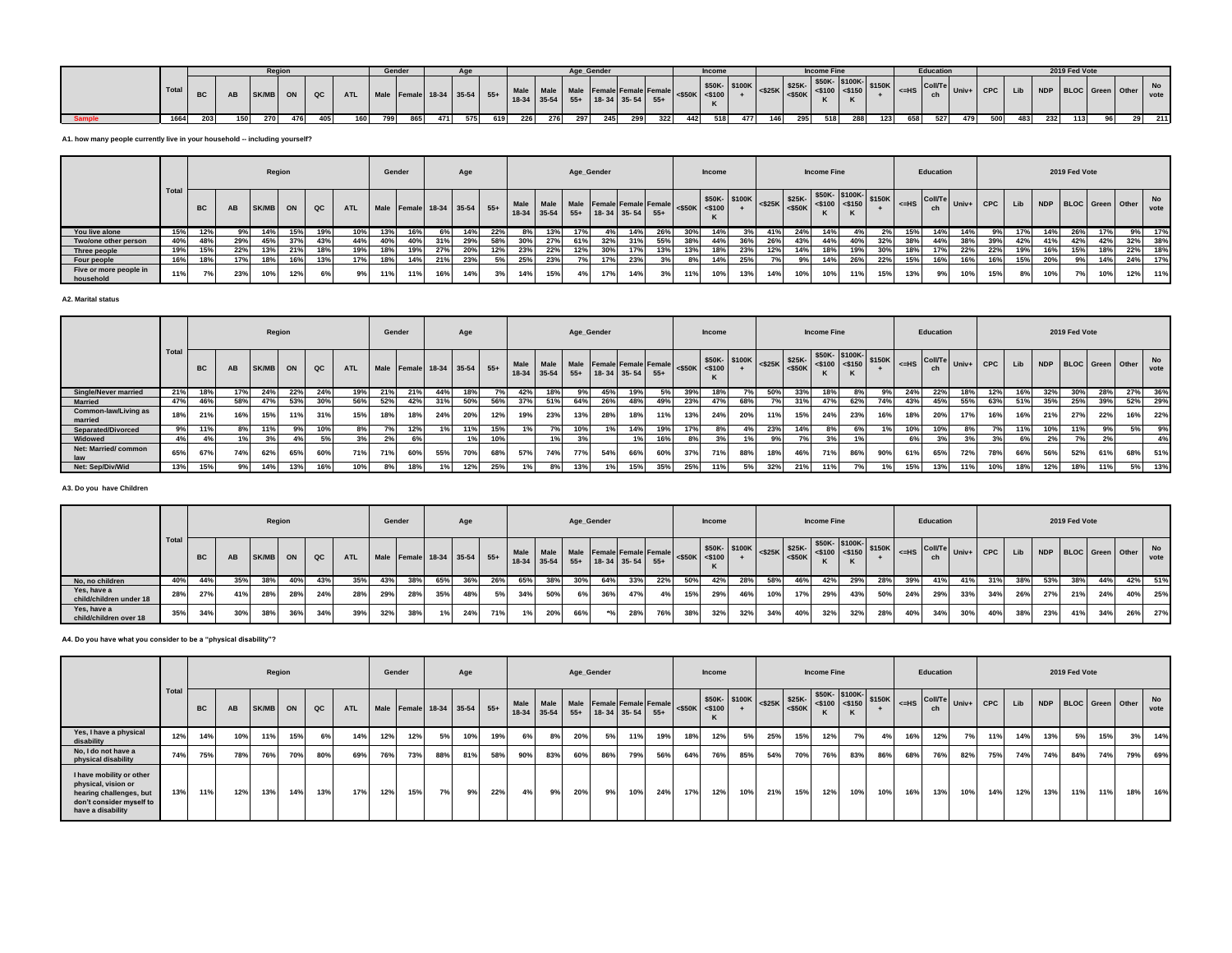| | Total | Region | | | | | | Gender | | Age | | | Age_Gender | | | | | | Income | | | Income Fine | | | | | Education | | | 2019 Fed Vote | | | | | | |
|---|---|---|---|---|---|---|---|---|---|---|---|---|---|---|---|---|---|---|---|---|---|---|---|---|---|---|---|---|---|---|---|---|---|---|---|---|
| | | BC | AB | SK/MB | ON | QC | ATL | Male | Female | 18-34 | 35-54 | 55+ | Male 18-34 | Male 35-54 | Male 55+ | Female 18-34 | Female 35-54 | Female 55+ | <$50K | $50K-<$100K | $100K+ | <$25K | $25K-<$50K | $50K-<$100K | $100K-<$150K | $150K+ | <=HS | Coll/Tech | Univ+ | CPC | Lib | NDP | BLOC | Green | Other | No vote |
| Sample | 1664 | 203 | 150 | 270 | 476 | 405 | 160 | 799 | 865 | 471 | 575 | 619 | 226 | 276 | 297 | 245 | 299 | 322 | 442 | 518 | 477 | 146 | 295 | 518 | 288 | 123 | 658 | 527 | 479 | 500 | 483 | 232 | 113 | 96 | 29 | 211 |

**A1. how many people currently live in your household -- including yourself?**

| | Total | Region | | | | | | Gender | | Age | | | Age_Gender | | | | | | Income | | | Income Fine | | | | | Education | | | 2019 Fed Vote | | | | | | |
|---|---|---|---|---|---|---|---|---|---|---|---|---|---|---|---|---|---|---|---|---|---|---|---|---|---|---|---|---|---|---|---|---|---|---|---|---|
| | | BC | AB | SK/MB | ON | QC | ATL | Male | Female | 18-34 | 35-54 | 55+ | Male 18-34 | Male 35-54 | Male 55+ | Female 18-34 | Female 35-54 | Female 55+ | <$50K | $50K-<$100K | $100K+ | <$25K | $25K-<$50K | $50K-<$100K | $100K-<$150K | $150K+ | <=HS | Coll/Tech | Univ+ | CPC | Lib | NDP | BLOC | Green | Other | No vote |
| You live alone | 15% | 12% | 9% | 14% | 15% | 19% | 10% | 13% | 16% | 6% | 14% | 22% | 8% | 13% | 17% | 4% | 14% | 26% | 30% | 14% | 3% | 41% | 24% | 14% | 4% | 2% | 15% | 14% | 14% | 9% | 17% | 14% | 26% | 17% | 9% | 17% |
| Two/one other person | 40% | 48% | 29% | 45% | 37% | 43% | 44% | 40% | 40% | 31% | 29% | 58% | 30% | 27% | 61% | 32% | 31% | 55% | 38% | 44% | 36% | 26% | 43% | 44% | 40% | 32% | 38% | 44% | 38% | 39% | 42% | 41% | 42% | 42% | 32% | 38% |
| Three people | 19% | 15% | 22% | 13% | 21% | 18% | 19% | 18% | 19% | 27% | 20% | 12% | 23% | 22% | 12% | 30% | 17% | 13% | 13% | 18% | 23% | 12% | 14% | 18% | 19% | 30% | 18% | 17% | 22% | 22% | 19% | 16% | 15% | 18% | 22% | 18% |
| Four people | 16% | 18% | 17% | 18% | 16% | 13% | 17% | 18% | 14% | 21% | 23% | 5% | 25% | 23% | 7% | 17% | 23% | 3% | 8% | 14% | 25% | 7% | 9% | 14% | 26% | 22% | 15% | 16% | 16% | 16% | 15% | 20% | 9% | 14% | 24% | 17% |
| Five or more people in household | 11% | 7% | 23% | 10% | 12% | 6% | 9% | 11% | 11% | 16% | 14% | 3% | 14% | 15% | 4% | 17% | 14% | 3% | 11% | 10% | 13% | 14% | 10% | 10% | 11% | 15% | 13% | 9% | 10% | 15% | 8% | 10% | 7% | 10% | 12% | 11% |

**A2. Marital status**

| | Total | Region | | | | | | Gender | | Age | | | Age_Gender | | | | | | Income | | | Income Fine | | | | | Education | | | 2019 Fed Vote | | | | | | |
|---|---|---|---|---|---|---|---|---|---|---|---|---|---|---|---|---|---|---|---|---|---|---|---|---|---|---|---|---|---|---|---|---|---|---|---|---|
| | | BC | AB | SK/MB | ON | QC | ATL | Male | Female | 18-34 | 35-54 | 55+ | Male 18-34 | Male 35-54 | Male 55+ | Female 18-34 | Female 35-54 | Female 55+ | <$50K | $50K-<$100K | $100K+ | <$25K | $25K-<$50K | $50K-<$100K | $100K-<$150K | $150K+ | <=HS | Coll/Tech | Univ+ | CPC | Lib | NDP | BLOC | Green | Other | No vote |
| Single/Never married | 21% | 18% | 17% | 24% | 22% | 24% | 19% | 21% | 21% | 44% | 18% | 7% | 42% | 18% | 9% | 45% | 19% | 5% | 39% | 18% | 7% | 50% | 33% | 18% | 8% | 9% | 24% | 22% | 18% | 12% | 16% | 32% | 30% | 28% | 27% | 36% |
| Married | 47% | 46% | 58% | 47% | 53% | 30% | 56% | 52% | 42% | 31% | 50% | 56% | 37% | 51% | 64% | 26% | 48% | 49% | 23% | 47% | 68% | 7% | 31% | 47% | 62% | 74% | 43% | 45% | 55% | 63% | 51% | 35% | 25% | 39% | 52% | 29% |
| Common-law/Living as married | 18% | 21% | 16% | 15% | 11% | 31% | 15% | 18% | 18% | 24% | 20% | 12% | 19% | 23% | 13% | 28% | 18% | 11% | 13% | 24% | 20% | 11% | 15% | 24% | 23% | 16% | 18% | 20% | 17% | 16% | 16% | 21% | 27% | 22% | 16% | 22% |
| Separated/Divorced | 9% | 11% | 8% | 11% | 9% | 10% | 8% | 7% | 12% | 1% | 11% | 15% | 1% | 7% | 10% | 1% | 14% | 19% | 17% | 8% | 4% | 23% | 14% | 8% | 6% | 1% | 10% | 10% | 8% | 7% | 11% | 10% | 11% | 9% | 5% | 9% |
| Widowed | 4% | 4% | 1% | 3% | 4% | 5% | 3% | 2% | 6% | | 1% | 10% | | 1% | 3% | | 1% | 16% | 8% | 3% | 1% | 9% | 7% | 3% | 1% | | 6% | 3% | 3% | 3% | 6% | 2% | 7% | 2% | | 4% |
| Net: Married/ common law | 65% | 67% | 74% | 62% | 65% | 60% | 71% | 71% | 60% | 55% | 70% | 68% | 57% | 74% | 77% | 54% | 66% | 60% | 37% | 71% | 88% | 18% | 46% | 71% | 86% | 90% | 61% | 65% | 72% | 78% | 66% | 56% | 52% | 61% | 68% | 51% |
| Net: Sep/Div/Wid | 13% | 15% | 9% | 14% | 13% | 16% | 10% | 8% | 18% | 1% | 12% | 25% | 1% | 8% | 13% | 1% | 15% | 35% | 25% | 11% | 5% | 32% | 21% | 11% | 7% | 1% | 15% | 13% | 11% | 10% | 18% | 12% | 18% | 11% | 5% | 13% |

**A3. Do you have Children**

| | Total | Region | | | | | | Gender | | Age | | | Age_Gender | | | | | | Income | | | Income Fine | | | | | Education | | | 2019 Fed Vote | | | | | | |
|---|---|---|---|---|---|---|---|---|---|---|---|---|---|---|---|---|---|---|---|---|---|---|---|---|---|---|---|---|---|---|---|---|---|---|---|---|
| | | BC | AB | SK/MB | ON | QC | ATL | Male | Female | 18-34 | 35-54 | 55+ | Male 18-34 | Male 35-54 | Male 55+ | Female 18-34 | Female 35-54 | Female 55+ | <$50K | $50K-<$100K | $100K+ | <$25K | $25K-<$50K | $50K-<$100K | $100K-<$150K | $150K+ | <=HS | Coll/Tech | Univ+ | CPC | Lib | NDP | BLOC | Green | Other | No vote |
| No, no children | 40% | 44% | 35% | 38% | 40% | 43% | 35% | 43% | 38% | 65% | 36% | 26% | 65% | 38% | 30% | 64% | 33% | 22% | 50% | 42% | 28% | 58% | 46% | 42% | 29% | 28% | 39% | 41% | 41% | 31% | 38% | 53% | 38% | 44% | 42% | 51% |
| Yes, have a child/children under 18 | 28% | 27% | 41% | 28% | 28% | 24% | 28% | 29% | 28% | 35% | 48% | 5% | 34% | 50% | 6% | 36% | 47% | 4% | 15% | 29% | 46% | 10% | 17% | 29% | 43% | 50% | 24% | 29% | 33% | 34% | 26% | 27% | 21% | 24% | 40% | 25% |
| Yes, have a child/children over 18 | 35% | 34% | 30% | 38% | 36% | 34% | 39% | 32% | 38% | 1% | 24% | 71% | 1% | 20% | 66% | *% | 28% | 76% | 38% | 32% | 32% | 34% | 40% | 32% | 32% | 28% | 40% | 34% | 30% | 40% | 38% | 23% | 41% | 34% | 26% | 27% |

**A4. Do you have what you consider to be a "physical disability"?**

| | Total | Region | | | | | | Gender | | Age | | | Age_Gender | | | | | | Income | | | Income Fine | | | | | Education | | | 2019 Fed Vote | | | | | | |
|---|---|---|---|---|---|---|---|---|---|---|---|---|---|---|---|---|---|---|---|---|---|---|---|---|---|---|---|---|---|---|---|---|---|---|---|---|
| | | BC | AB | SK/MB | ON | QC | ATL | Male | Female | 18-34 | 35-54 | 55+ | Male 18-34 | Male 35-54 | Male 55+ | Female 18-34 | Female 35-54 | Female 55+ | <$50K | $50K-<$100K | $100K+ | <$25K | $25K-<$50K | $50K-<$100K | $100K-<$150K | $150K+ | <=HS | Coll/Tech | Univ+ | CPC | Lib | NDP | BLOC | Green | Other | No vote |
| Yes, I have a physical disability | 12% | 14% | 10% | 11% | 15% | 6% | 14% | 12% | 12% | 5% | 10% | 19% | 6% | 8% | 20% | 5% | 11% | 19% | 18% | 12% | 5% | 25% | 15% | 12% | 7% | 4% | 16% | 12% | 7% | 11% | 14% | 13% | 5% | 15% | 3% | 14% |
| No, I do not have a physical disability | 74% | 75% | 78% | 76% | 70% | 80% | 69% | 76% | 73% | 88% | 81% | 58% | 90% | 83% | 60% | 86% | 79% | 56% | 64% | 76% | 85% | 54% | 70% | 76% | 83% | 86% | 68% | 76% | 82% | 75% | 74% | 74% | 84% | 74% | 79% | 69% |
| I have mobility or other physical, vision or hearing challenges, but don't consider myself to have a disability | 13% | 11% | 12% | 13% | 14% | 13% | 17% | 12% | 15% | 7% | 9% | 22% | 4% | 9% | 20% | 9% | 10% | 24% | 17% | 12% | 10% | 21% | 15% | 12% | 10% | 10% | 16% | 13% | 10% | 14% | 12% | 13% | 11% | 11% | 18% | 16% |